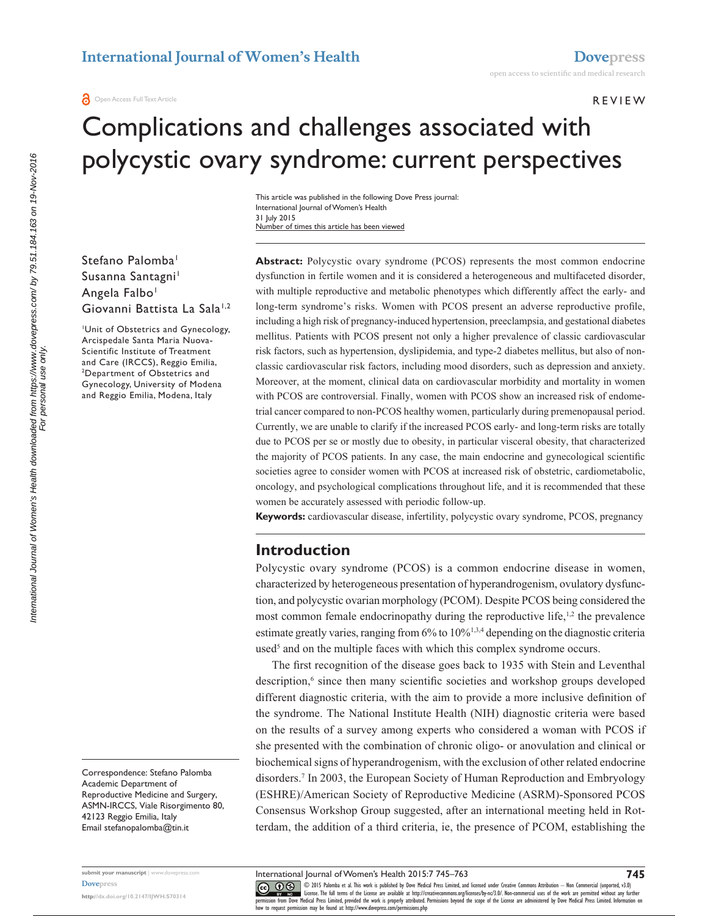International Journal of Women's Health

REVIEW

# Complications and challenges associated with polycystic ovary syndrome: current perspectives

This article was published in the following Dove Press journal:
International Journal of Women's Health
31 July 2015
Number of times this article has been viewed

Stefano Palomba[1]
Susanna Santagni[1]
Angela Falbo[1]
Giovanni Battista La Sala[1,2]

[1]Unit of Obstetrics and Gynecology, Arcispedale Santa Maria Nuova-Scientific Institute of Treatment and Care (IRCCS), Reggio Emilia, [2]Department of Obstetrics and Gynecology, University of Modena and Reggio Emilia, Modena, Italy

Correspondence: Stefano Palomba
Academic Department of Reproductive Medicine and Surgery, ASMN-IRCCS, Viale Risorgimento 80, 42123 Reggio Emilia, Italy
Email stefanopalomba@tin.it

**Abstract:** Polycystic ovary syndrome (PCOS) represents the most common endocrine dysfunction in fertile women and it is considered a heterogeneous and multifaceted disorder, with multiple reproductive and metabolic phenotypes which differently affect the early- and long-term syndrome's risks. Women with PCOS present an adverse reproductive profile, including a high risk of pregnancy-induced hypertension, preeclampsia, and gestational diabetes mellitus. Patients with PCOS present not only a higher prevalence of classic cardiovascular risk factors, such as hypertension, dyslipidemia, and type-2 diabetes mellitus, but also of non-classic cardiovascular risk factors, including mood disorders, such as depression and anxiety. Moreover, at the moment, clinical data on cardiovascular morbidity and mortality in women with PCOS are controversial. Finally, women with PCOS show an increased risk of endometrial cancer compared to non-PCOS healthy women, particularly during premenopausal period. Currently, we are unable to clarify if the increased PCOS early- and long-term risks are totally due to PCOS per se or mostly due to obesity, in particular visceral obesity, that characterized the majority of PCOS patients. In any case, the main endocrine and gynecological scientific societies agree to consider women with PCOS at increased risk of obstetric, cardiometabolic, oncology, and psychological complications throughout life, and it is recommended that these women be accurately assessed with periodic follow-up.

**Keywords:** cardiovascular disease, infertility, polycystic ovary syndrome, PCOS, pregnancy

## Introduction

Polycystic ovary syndrome (PCOS) is a common endocrine disease in women, characterized by heterogeneous presentation of hyperandrogenism, ovulatory dysfunction, and polycystic ovarian morphology (PCOM). Despite PCOS being considered the most common female endocrinopathy during the reproductive life,[1,2] the prevalence estimate greatly varies, ranging from 6% to 10%[1,3,4] depending on the diagnostic criteria used[5] and on the multiple faces with which this complex syndrome occurs.

The first recognition of the disease goes back to 1935 with Stein and Leventhal description,[6] since then many scientific societies and workshop groups developed different diagnostic criteria, with the aim to provide a more inclusive definition of the syndrome. The National Institute Health (NIH) diagnostic criteria were based on the results of a survey among experts who considered a woman with PCOS if she presented with the combination of chronic oligo- or anovulation and clinical or biochemical signs of hyperandrogenism, with the exclusion of other related endocrine disorders.[7] In 2003, the European Society of Human Reproduction and Embryology (ESHRE)/American Society of Reproductive Medicine (ASRM)-Sponsored PCOS Consensus Workshop Group suggested, after an international meeting held in Rotterdam, the addition of a third criteria, ie, the presence of PCOM, establishing the

© 2015 Palomba et al. This work is published by Dove Medical Press Limited, and licensed under Creative Commons Attribution – Non Commercial (unported, v3.0) License. The full terms of the License are available at http://creativecommons.org/licenses/by-nc/3.0/. Non-commercial uses of the work are permitted without any further permission from Dove Medical Press Limited, provided the work is properly attributed. Permissions beyond the scope of the License are administered by Dove Medical Press Limited. Information on how to request permission may be found at: http://www.dovepress.com/permissions.php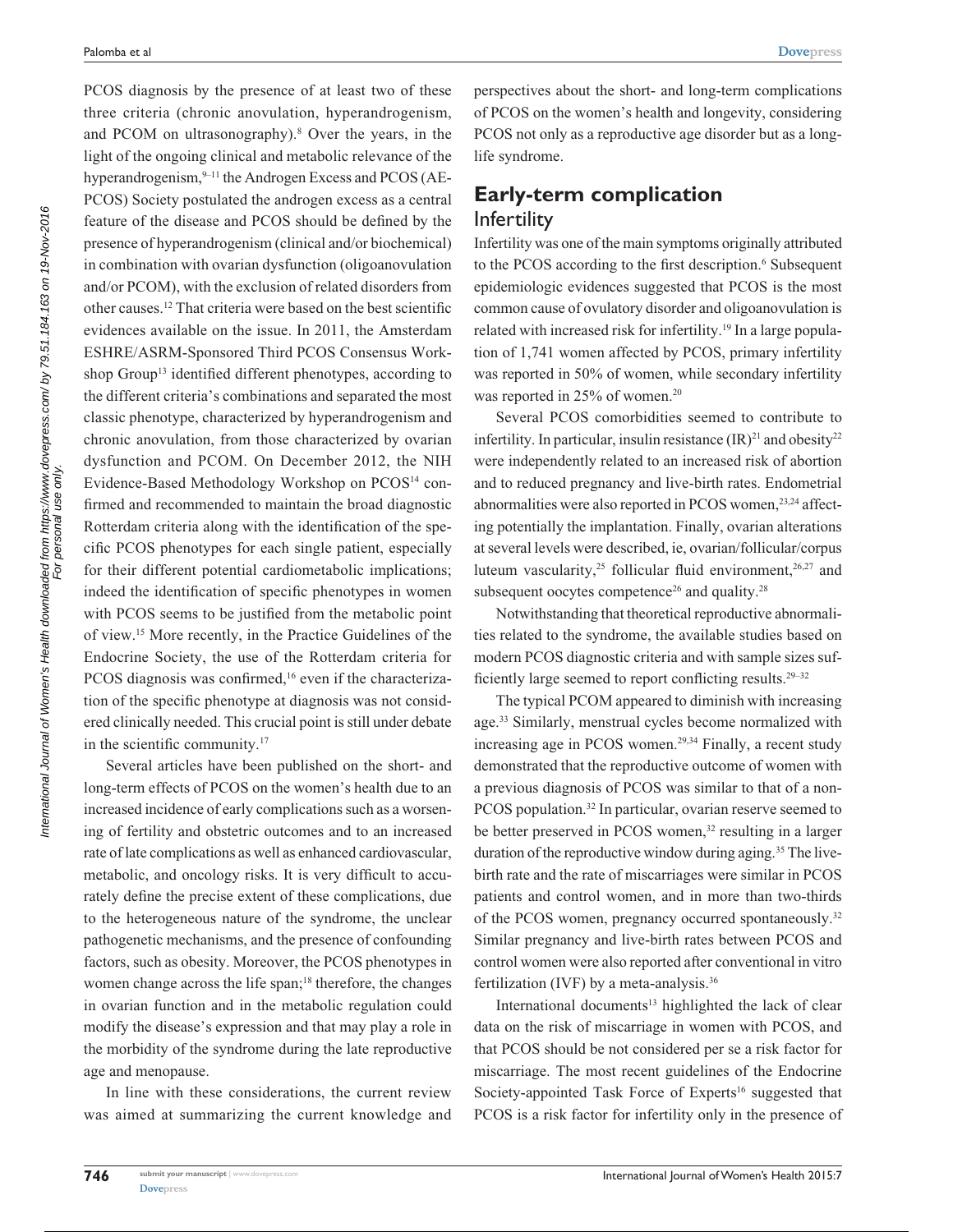PCOS diagnosis by the presence of at least two of these three criteria (chronic anovulation, hyperandrogenism, and PCOM on ultrasonography).[8] Over the years, in the light of the ongoing clinical and metabolic relevance of the hyperandrogenism,[9–11] the Androgen Excess and PCOS (AE-PCOS) Society postulated the androgen excess as a central feature of the disease and PCOS should be defined by the presence of hyperandrogenism (clinical and/or biochemical) in combination with ovarian dysfunction (oligoanovulation and/or PCOM), with the exclusion of related disorders from other causes.[12] That criteria were based on the best scientific evidences available on the issue. In 2011, the Amsterdam ESHRE/ASRM-Sponsored Third PCOS Consensus Workshop Group[13] identified different phenotypes, according to the different criteria's combinations and separated the most classic phenotype, characterized by hyperandrogenism and chronic anovulation, from those characterized by ovarian dysfunction and PCOM. On December 2012, the NIH Evidence-Based Methodology Workshop on PCOS[14] confirmed and recommended to maintain the broad diagnostic Rotterdam criteria along with the identification of the specific PCOS phenotypes for each single patient, especially for their different potential cardiometabolic implications; indeed the identification of specific phenotypes in women with PCOS seems to be justified from the metabolic point of view.[15] More recently, in the Practice Guidelines of the Endocrine Society, the use of the Rotterdam criteria for PCOS diagnosis was confirmed,[16] even if the characterization of the specific phenotype at diagnosis was not considered clinically needed. This crucial point is still under debate in the scientific community.[17]

Several articles have been published on the short- and long-term effects of PCOS on the women's health due to an increased incidence of early complications such as a worsening of fertility and obstetric outcomes and to an increased rate of late complications as well as enhanced cardiovascular, metabolic, and oncology risks. It is very difficult to accurately define the precise extent of these complications, due to the heterogeneous nature of the syndrome, the unclear pathogenetic mechanisms, and the presence of confounding factors, such as obesity. Moreover, the PCOS phenotypes in women change across the life span;[18] therefore, the changes in ovarian function and in the metabolic regulation could modify the disease's expression and that may play a role in the morbidity of the syndrome during the late reproductive age and menopause.

In line with these considerations, the current review was aimed at summarizing the current knowledge and perspectives about the short- and long-term complications of PCOS on the women's health and longevity, considering PCOS not only as a reproductive age disorder but as a long-life syndrome.

## Early-term complication

### Infertility

Infertility was one of the main symptoms originally attributed to the PCOS according to the first description.[6] Subsequent epidemiologic evidences suggested that PCOS is the most common cause of ovulatory disorder and oligoanovulation is related with increased risk for infertility.[19] In a large population of 1,741 women affected by PCOS, primary infertility was reported in 50% of women, while secondary infertility was reported in 25% of women.[20]

Several PCOS comorbidities seemed to contribute to infertility. In particular, insulin resistance (IR)[21] and obesity[22] were independently related to an increased risk of abortion and to reduced pregnancy and live-birth rates. Endometrial abnormalities were also reported in PCOS women,[23,24] affecting potentially the implantation. Finally, ovarian alterations at several levels were described, ie, ovarian/follicular/corpus luteum vascularity,[25] follicular fluid environment,[26,27] and subsequent oocytes competence[26] and quality.[28]

Notwithstanding that theoretical reproductive abnormalities related to the syndrome, the available studies based on modern PCOS diagnostic criteria and with sample sizes sufficiently large seemed to report conflicting results.[29–32]

The typical PCOM appeared to diminish with increasing age.[33] Similarly, menstrual cycles become normalized with increasing age in PCOS women.[29,34] Finally, a recent study demonstrated that the reproductive outcome of women with a previous diagnosis of PCOS was similar to that of a non-PCOS population.[32] In particular, ovarian reserve seemed to be better preserved in PCOS women,[32] resulting in a larger duration of the reproductive window during aging.[35] The live-birth rate and the rate of miscarriages were similar in PCOS patients and control women, and in more than two-thirds of the PCOS women, pregnancy occurred spontaneously.[32] Similar pregnancy and live-birth rates between PCOS and control women were also reported after conventional in vitro fertilization (IVF) by a meta-analysis.[36]

International documents[13] highlighted the lack of clear data on the risk of miscarriage in women with PCOS, and that PCOS should be not considered per se a risk factor for miscarriage. The most recent guidelines of the Endocrine Society-appointed Task Force of Experts[16] suggested that PCOS is a risk factor for infertility only in the presence of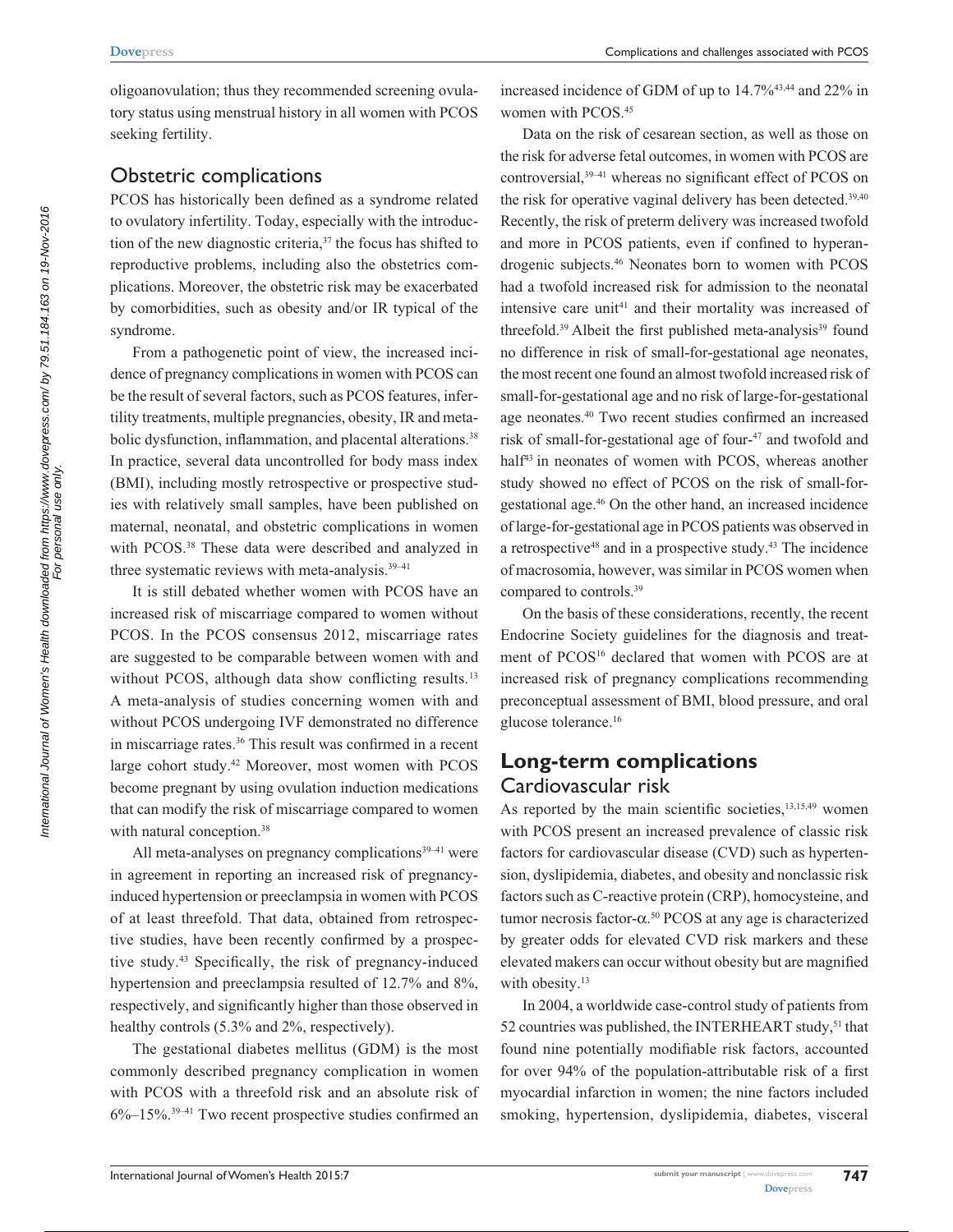oligoanovulation; thus they recommended screening ovulatory status using menstrual history in all women with PCOS seeking fertility.

## Obstetric complications

PCOS has historically been defined as a syndrome related to ovulatory infertility. Today, especially with the introduction of the new diagnostic criteria,[37] the focus has shifted to reproductive problems, including also the obstetrics complications. Moreover, the obstetric risk may be exacerbated by comorbidities, such as obesity and/or IR typical of the syndrome.

From a pathogenetic point of view, the increased incidence of pregnancy complications in women with PCOS can be the result of several factors, such as PCOS features, infertility treatments, multiple pregnancies, obesity, IR and metabolic dysfunction, inflammation, and placental alterations.[38] In practice, several data uncontrolled for body mass index (BMI), including mostly retrospective or prospective studies with relatively small samples, have been published on maternal, neonatal, and obstetric complications in women with PCOS.[38] These data were described and analyzed in three systematic reviews with meta-analysis.[39–41]

It is still debated whether women with PCOS have an increased risk of miscarriage compared to women without PCOS. In the PCOS consensus 2012, miscarriage rates are suggested to be comparable between women with and without PCOS, although data show conflicting results.[13] A meta-analysis of studies concerning women with and without PCOS undergoing IVF demonstrated no difference in miscarriage rates.[36] This result was confirmed in a recent large cohort study.[42] Moreover, most women with PCOS become pregnant by using ovulation induction medications that can modify the risk of miscarriage compared to women with natural conception.[38]

All meta-analyses on pregnancy complications[39–41] were in agreement in reporting an increased risk of pregnancy-induced hypertension or preeclampsia in women with PCOS of at least threefold. That data, obtained from retrospective studies, have been recently confirmed by a prospective study.[43] Specifically, the risk of pregnancy-induced hypertension and preeclampsia resulted of 12.7% and 8%, respectively, and significantly higher than those observed in healthy controls (5.3% and 2%, respectively).

The gestational diabetes mellitus (GDM) is the most commonly described pregnancy complication in women with PCOS with a threefold risk and an absolute risk of 6%–15%.[39–41] Two recent prospective studies confirmed an increased incidence of GDM of up to 14.7%[43,44] and 22% in women with PCOS.[45]

Data on the risk of cesarean section, as well as those on the risk for adverse fetal outcomes, in women with PCOS are controversial,[39–41] whereas no significant effect of PCOS on the risk for operative vaginal delivery has been detected.[39,40] Recently, the risk of preterm delivery was increased twofold and more in PCOS patients, even if confined to hyperandrogenic subjects.[46] Neonates born to women with PCOS had a twofold increased risk for admission to the neonatal intensive care unit[41] and their mortality was increased of threefold.[39] Albeit the first published meta-analysis[39] found no difference in risk of small-for-gestational age neonates, the most recent one found an almost twofold increased risk of small-for-gestational age and no risk of large-for-gestational age neonates.[40] Two recent studies confirmed an increased risk of small-for-gestational age of four-[47] and twofold and half[43] in neonates of women with PCOS, whereas another study showed no effect of PCOS on the risk of small-for-gestational age.[46] On the other hand, an increased incidence of large-for-gestational age in PCOS patients was observed in a retrospective[48] and in a prospective study.[43] The incidence of macrosomia, however, was similar in PCOS women when compared to controls.[39]

On the basis of these considerations, recently, the recent Endocrine Society guidelines for the diagnosis and treatment of PCOS[16] declared that women with PCOS are at increased risk of pregnancy complications recommending preconceptual assessment of BMI, blood pressure, and oral glucose tolerance.[16]

# Long-term complications

## Cardiovascular risk

As reported by the main scientific societies,[13,15,49] women with PCOS present an increased prevalence of classic risk factors for cardiovascular disease (CVD) such as hypertension, dyslipidemia, diabetes, and obesity and nonclassic risk factors such as C-reactive protein (CRP), homocysteine, and tumor necrosis factor-$\alpha$.[50] PCOS at any age is characterized by greater odds for elevated CVD risk markers and these elevated makers can occur without obesity but are magnified with obesity.[13]

In 2004, a worldwide case-control study of patients from 52 countries was published, the INTERHEART study,[51] that found nine potentially modifiable risk factors, accounted for over 94% of the population-attributable risk of a first myocardial infarction in women; the nine factors included smoking, hypertension, dyslipidemia, diabetes, visceral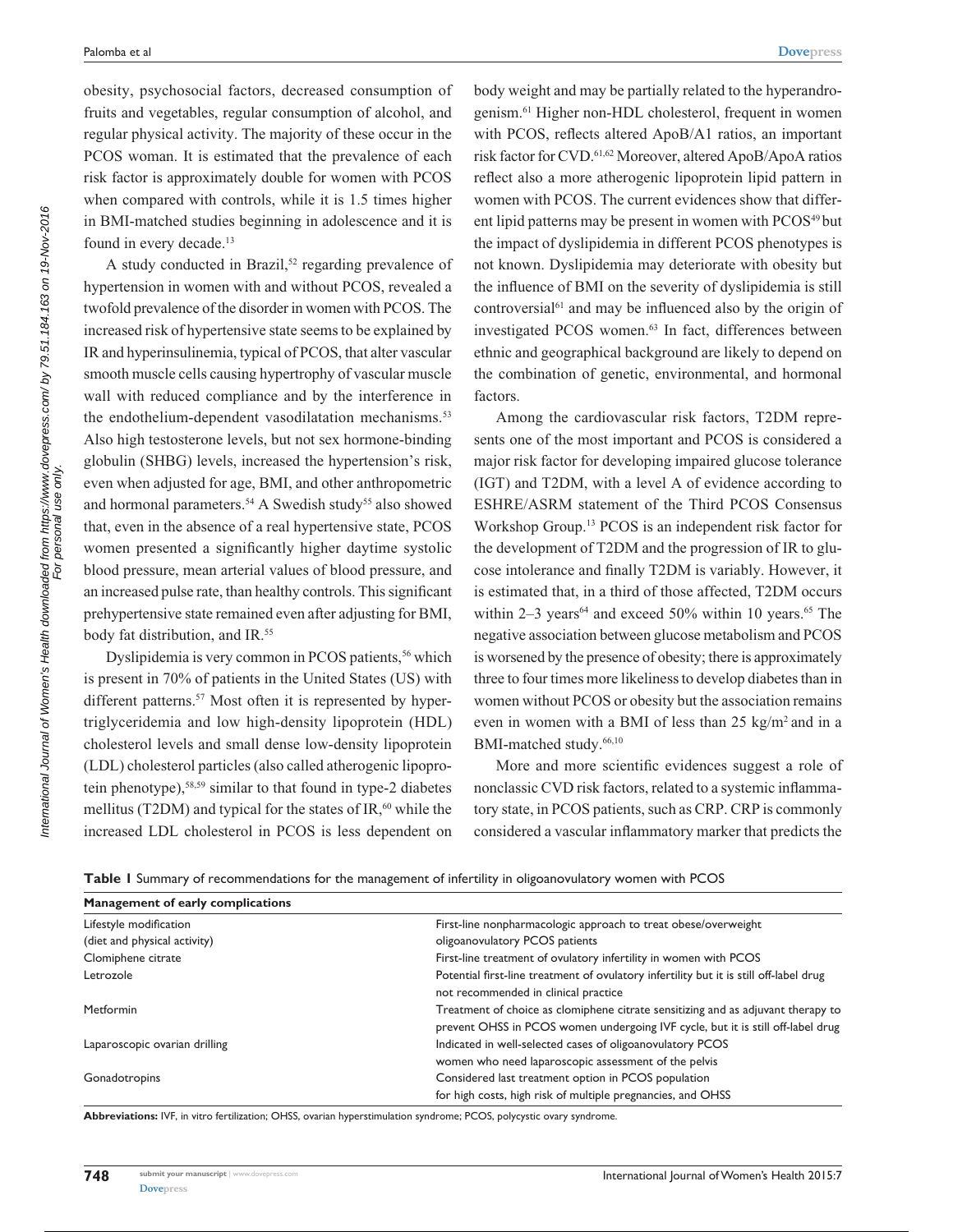obesity, psychosocial factors, decreased consumption of fruits and vegetables, regular consumption of alcohol, and regular physical activity. The majority of these occur in the PCOS woman. It is estimated that the prevalence of each risk factor is approximately double for women with PCOS when compared with controls, while it is 1.5 times higher in BMI-matched studies beginning in adolescence and it is found in every decade.[13]

A study conducted in Brazil,[52] regarding prevalence of hypertension in women with and without PCOS, revealed a twofold prevalence of the disorder in women with PCOS. The increased risk of hypertensive state seems to be explained by IR and hyperinsulinemia, typical of PCOS, that alter vascular smooth muscle cells causing hypertrophy of vascular muscle wall with reduced compliance and by the interference in the endothelium-dependent vasodilatation mechanisms.[53] Also high testosterone levels, but not sex hormone-binding globulin (SHBG) levels, increased the hypertension's risk, even when adjusted for age, BMI, and other anthropometric and hormonal parameters.[54] A Swedish study[55] also showed that, even in the absence of a real hypertensive state, PCOS women presented a significantly higher daytime systolic blood pressure, mean arterial values of blood pressure, and an increased pulse rate, than healthy controls. This significant prehypertensive state remained even after adjusting for BMI, body fat distribution, and IR.[55]

Dyslipidemia is very common in PCOS patients,[56] which is present in 70% of patients in the United States (US) with different patterns.[57] Most often it is represented by hypertriglyceridemia and low high-density lipoprotein (HDL) cholesterol levels and small dense low-density lipoprotein (LDL) cholesterol particles (also called atherogenic lipoprotein phenotype),[58,59] similar to that found in type-2 diabetes mellitus (T2DM) and typical for the states of IR,[60] while the increased LDL cholesterol in PCOS is less dependent on body weight and may be partially related to the hyperandrogenism.[61] Higher non-HDL cholesterol, frequent in women with PCOS, reflects altered ApoB/A1 ratios, an important risk factor for CVD.[61,62] Moreover, altered ApoB/ApoA ratios reflect also a more atherogenic lipoprotein lipid pattern in women with PCOS. The current evidences show that different lipid patterns may be present in women with PCOS[49] but the impact of dyslipidemia in different PCOS phenotypes is not known. Dyslipidemia may deteriorate with obesity but the influence of BMI on the severity of dyslipidemia is still controversial[61] and may be influenced also by the origin of investigated PCOS women.[63] In fact, differences between ethnic and geographical background are likely to depend on the combination of genetic, environmental, and hormonal factors.

Among the cardiovascular risk factors, T2DM represents one of the most important and PCOS is considered a major risk factor for developing impaired glucose tolerance (IGT) and T2DM, with a level A of evidence according to ESHRE/ASRM statement of the Third PCOS Consensus Workshop Group.[13] PCOS is an independent risk factor for the development of T2DM and the progression of IR to glucose intolerance and finally T2DM is variably. However, it is estimated that, in a third of those affected, T2DM occurs within 2–3 years[64] and exceed 50% within 10 years.[65] The negative association between glucose metabolism and PCOS is worsened by the presence of obesity; there is approximately three to four times more likeliness to develop diabetes than in women without PCOS or obesity but the association remains even in women with a BMI of less than 25 kg/m$^2$ and in a BMI-matched study.[66,10]

More and more scientific evidences suggest a role of nonclassic CVD risk factors, related to a systemic inflammatory state, in PCOS patients, such as CRP. CRP is commonly considered a vascular inflammatory marker that predicts the

**Table 1** Summary of recommendations for the management of infertility in oligoanovulatory women with PCOS

| Management of early complications | |
|---|---|
| Lifestyle modification (diet and physical activity) | First-line nonpharmacologic approach to treat obese/overweight oligoanovulatory PCOS patients |
| Clomiphene citrate | First-line treatment of ovulatory infertility in women with PCOS |
| Letrozole | Potential first-line treatment of ovulatory infertility but it is still off-label drug not recommended in clinical practice |
| Metformin | Treatment of choice as clomiphene citrate sensitizing and as adjuvant therapy to prevent OHSS in PCOS women undergoing IVF cycle, but it is still off-label drug |
| Laparoscopic ovarian drilling | Indicated in well-selected cases of oligoanovulatory PCOS women who need laparoscopic assessment of the pelvis |
| Gonadotropins | Considered last treatment option in PCOS population for high costs, high risk of multiple pregnancies, and OHSS |

**Abbreviations:** IVF, in vitro fertilization; OHSS, ovarian hyperstimulation syndrome; PCOS, polycystic ovary syndrome.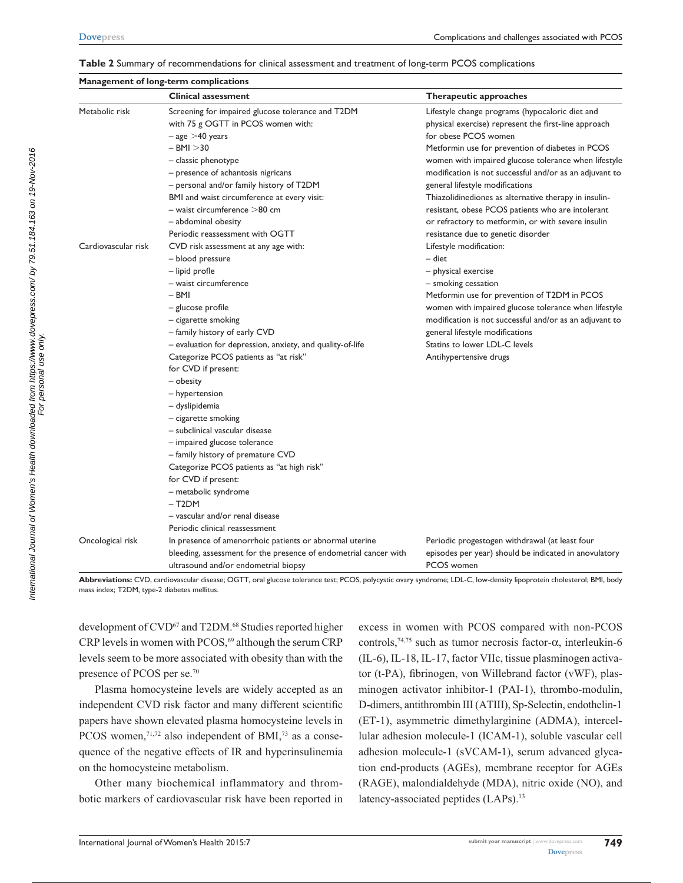**Table 2** Summary of recommendations for clinical assessment and treatment of long-term PCOS complications

| Management of long-term complications | | |
|---|---|---|
| | **Clinical assessment** | **Therapeutic approaches** |
| Metabolic risk | Screening for impaired glucose tolerance and T2DM with 75 g OGTT in PCOS women with:<br>– age >40 years<br>– BMI >30<br>– classic phenotype<br>– presence of achantosis nigricans<br>– personal and/or family history of T2DM<br>BMI and waist circumference at every visit:<br>– waist circumference >80 cm<br>– abdominal obesity<br>Periodic reassessment with OGTT | Lifestyle change programs (hypocaloric diet and physical exercise) represent the first-line approach for obese PCOS women<br>Metformin use for prevention of diabetes in PCOS women with impaired glucose tolerance when lifestyle modification is not successful and/or as an adjuvant to general lifestyle modifications<br>Thiazolidinediones as alternative therapy in insulin-resistant, obese PCOS patients who are intolerant or refractory to metformin, or with severe insulin resistance due to genetic disorder |
| Cardiovascular risk | CVD risk assessment at any age with:<br>– blood pressure<br>– lipid profle<br>– waist circumference<br>– BMI<br>– glucose profile<br>– cigarette smoking<br>– family history of early CVD<br>– evaluation for depression, anxiety, and quality-of-life<br>Categorize PCOS patients as "at risk" for CVD if present:<br>– obesity<br>– hypertension<br>– dyslipidemia<br>– cigarette smoking<br>– subclinical vascular disease<br>– impaired glucose tolerance<br>– family history of premature CVD<br>Categorize PCOS patients as "at high risk" for CVD if present:<br>– metabolic syndrome<br>– T2DM<br>– vascular and/or renal disease<br>Periodic clinical reassessment | Lifestyle modification:<br>– diet<br>– physical exercise<br>– smoking cessation<br>Metformin use for prevention of T2DM in PCOS women with impaired glucose tolerance when lifestyle modification is not successful and/or as an adjuvant to general lifestyle modifications<br>Statins to lower LDL-C levels<br>Antihypertensive drugs |
| Oncological risk | In presence of amenorrhoic patients or abnormal uterine bleeding, assessment for the presence of endometrial cancer with ultrasound and/or endometrial biopsy | Periodic progestogen withdrawal (at least four episodes per year) should be indicated in anovulatory PCOS women |

**Abbreviations:** CVD, cardiovascular disease; OGTT, oral glucose tolerance test; PCOS, polycystic ovary syndrome; LDL-C, low-density lipoprotein cholesterol; BMI, body mass index; T2DM, type-2 diabetes mellitus.

development of CVD[67] and T2DM.[68] Studies reported higher CRP levels in women with PCOS,[69] although the serum CRP levels seem to be more associated with obesity than with the presence of PCOS per se.[70]

Plasma homocysteine levels are widely accepted as an independent CVD risk factor and many different scientific papers have shown elevated plasma homocysteine levels in PCOS women,[71,72] also independent of BMI,[73] as a consequence of the negative effects of IR and hyperinsulinemia on the homocysteine metabolism.

Other many biochemical inflammatory and thrombotic markers of cardiovascular risk have been reported in excess in women with PCOS compared with non-PCOS controls,[74,75] such as tumor necrosis factor-α, interleukin-6 (IL-6), IL-18, IL-17, factor VIIc, tissue plasminogen activator (t-PA), fibrinogen, von Willebrand factor (vWF), plasminogen activator inhibitor-1 (PAI-1), thrombo-modulin, D-dimers, antithrombin III (ATIII), Sp-Selectin, endothelin-1 (ET-1), asymmetric dimethylarginine (ADMA), intercellular adhesion molecule-1 (ICAM-1), soluble vascular cell adhesion molecule-1 (sVCAM-1), serum advanced glycation end-products (AGEs), membrane receptor for AGEs (RAGE), malondialdehyde (MDA), nitric oxide (NO), and latency-associated peptides (LAPs).[13]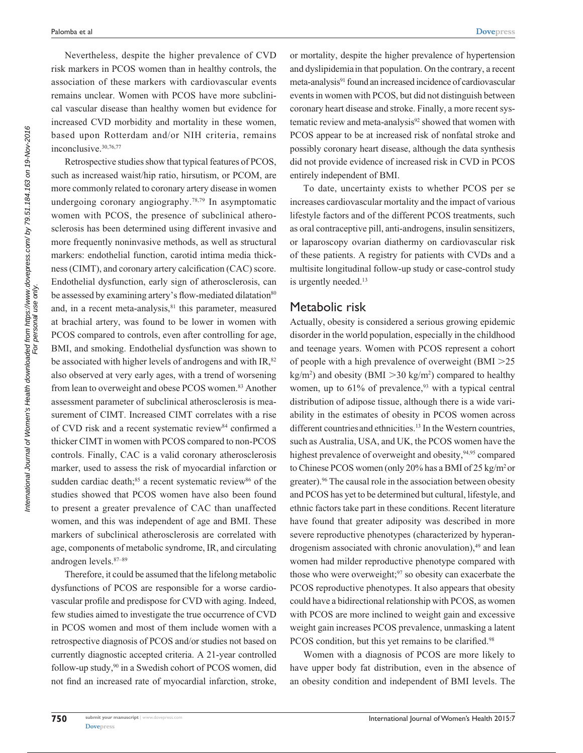Nevertheless, despite the higher prevalence of CVD risk markers in PCOS women than in healthy controls, the association of these markers with cardiovascular events remains unclear. Women with PCOS have more subclinical vascular disease than healthy women but evidence for increased CVD morbidity and mortality in these women, based upon Rotterdam and/or NIH criteria, remains inconclusive.[30,76,77]

Retrospective studies show that typical features of PCOS, such as increased waist/hip ratio, hirsutism, or PCOM, are more commonly related to coronary artery disease in women undergoing coronary angiography.[78,79] In asymptomatic women with PCOS, the presence of subclinical atherosclerosis has been determined using different invasive and more frequently noninvasive methods, as well as structural markers: endothelial function, carotid intima media thickness (CIMT), and coronary artery calcification (CAC) score. Endothelial dysfunction, early sign of atherosclerosis, can be assessed by examining artery's flow-mediated dilatation[80] and, in a recent meta-analysis,[81] this parameter, measured at brachial artery, was found to be lower in women with PCOS compared to controls, even after controlling for age, BMI, and smoking. Endothelial dysfunction was shown to be associated with higher levels of androgens and with IR,[82] also observed at very early ages, with a trend of worsening from lean to overweight and obese PCOS women.[83] Another assessment parameter of subclinical atherosclerosis is measurement of CIMT. Increased CIMT correlates with a rise of CVD risk and a recent systematic review[84] confirmed a thicker CIMT in women with PCOS compared to non-PCOS controls. Finally, CAC is a valid coronary atherosclerosis marker, used to assess the risk of myocardial infarction or sudden cardiac death;[85] a recent systematic review[86] of the studies showed that PCOS women have also been found to present a greater prevalence of CAC than unaffected women, and this was independent of age and BMI. These markers of subclinical atherosclerosis are correlated with age, components of metabolic syndrome, IR, and circulating androgen levels.[87–89]

Therefore, it could be assumed that the lifelong metabolic dysfunctions of PCOS are responsible for a worse cardiovascular profile and predispose for CVD with aging. Indeed, few studies aimed to investigate the true occurrence of CVD in PCOS women and most of them include women with a retrospective diagnosis of PCOS and/or studies not based on currently diagnostic accepted criteria. A 21-year controlled follow-up study,[90] in a Swedish cohort of PCOS women, did not find an increased rate of myocardial infarction, stroke, or mortality, despite the higher prevalence of hypertension and dyslipidemia in that population. On the contrary, a recent meta-analysis[91] found an increased incidence of cardiovascular events in women with PCOS, but did not distinguish between coronary heart disease and stroke. Finally, a more recent systematic review and meta-analysis[92] showed that women with PCOS appear to be at increased risk of nonfatal stroke and possibly coronary heart disease, although the data synthesis did not provide evidence of increased risk in CVD in PCOS entirely independent of BMI.

To date, uncertainty exists to whether PCOS per se increases cardiovascular mortality and the impact of various lifestyle factors and of the different PCOS treatments, such as oral contraceptive pill, anti-androgens, insulin sensitizers, or laparoscopy ovarian diathermy on cardiovascular risk of these patients. A registry for patients with CVDs and a multisite longitudinal follow-up study or case-control study is urgently needed.[13]

## Metabolic risk

Actually, obesity is considered a serious growing epidemic disorder in the world population, especially in the childhood and teenage years. Women with PCOS represent a cohort of people with a high prevalence of overweight (BMI $>25$ kg/m$^2$) and obesity (BMI $>30$ kg/m$^2$) compared to healthy women, up to 61% of prevalence,[93] with a typical central distribution of adipose tissue, although there is a wide variability in the estimates of obesity in PCOS women across different countries and ethnicities.[13] In the Western countries, such as Australia, USA, and UK, the PCOS women have the highest prevalence of overweight and obesity,[94,95] compared to Chinese PCOS women (only 20% has a BMI of 25 kg/m$^2$ or greater).[96] The causal role in the association between obesity and PCOS has yet to be determined but cultural, lifestyle, and ethnic factors take part in these conditions. Recent literature have found that greater adiposity was described in more severe reproductive phenotypes (characterized by hyperandrogenism associated with chronic anovulation),[49] and lean women had milder reproductive phenotype compared with those who were overweight;[97] so obesity can exacerbate the PCOS reproductive phenotypes. It also appears that obesity could have a bidirectional relationship with PCOS, as women with PCOS are more inclined to weight gain and excessive weight gain increases PCOS prevalence, unmasking a latent PCOS condition, but this yet remains to be clarified.[98]

Women with a diagnosis of PCOS are more likely to have upper body fat distribution, even in the absence of an obesity condition and independent of BMI levels. The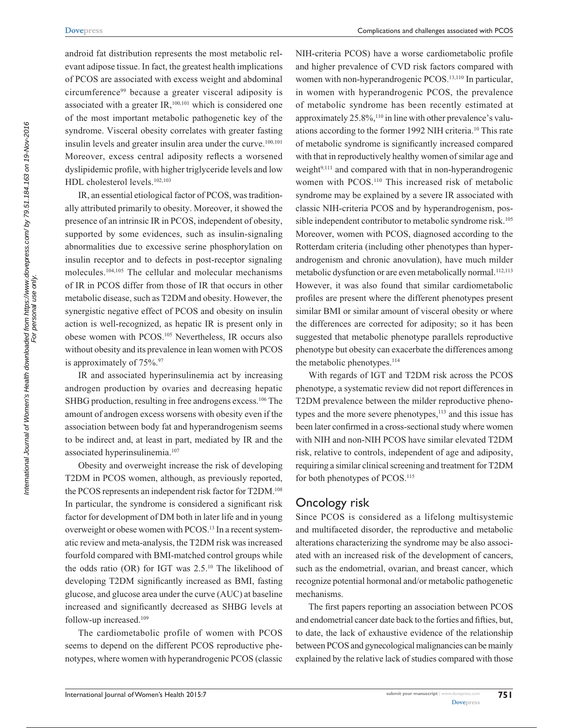android fat distribution represents the most metabolic relevant adipose tissue. In fact, the greatest health implications of PCOS are associated with excess weight and abdominal circumference[99] because a greater visceral adiposity is associated with a greater IR,[100,101] which is considered one of the most important metabolic pathogenetic key of the syndrome. Visceral obesity correlates with greater fasting insulin levels and greater insulin area under the curve.[100,101] Moreover, excess central adiposity reflects a worsened dyslipidemic profile, with higher triglyceride levels and low HDL cholesterol levels.[102,103]

IR, an essential etiological factor of PCOS, was traditionally attributed primarily to obesity. Moreover, it showed the presence of an intrinsic IR in PCOS, independent of obesity, supported by some evidences, such as insulin-signaling abnormalities due to excessive serine phosphorylation on insulin receptor and to defects in post-receptor signaling molecules.[104,105] The cellular and molecular mechanisms of IR in PCOS differ from those of IR that occurs in other metabolic disease, such as T2DM and obesity. However, the synergistic negative effect of PCOS and obesity on insulin action is well-recognized, as hepatic IR is present only in obese women with PCOS.[105] Nevertheless, IR occurs also without obesity and its prevalence in lean women with PCOS is approximately of 75%.[97]

IR and associated hyperinsulinemia act by increasing androgen production by ovaries and decreasing hepatic SHBG production, resulting in free androgens excess.[106] The amount of androgen excess worsens with obesity even if the association between body fat and hyperandrogenism seems to be indirect and, at least in part, mediated by IR and the associated hyperinsulinemia.[107]

Obesity and overweight increase the risk of developing T2DM in PCOS women, although, as previously reported, the PCOS represents an independent risk factor for T2DM.[108] In particular, the syndrome is considered a significant risk factor for development of DM both in later life and in young overweight or obese women with PCOS.[13] In a recent systematic review and meta-analysis, the T2DM risk was increased fourfold compared with BMI-matched control groups while the odds ratio (OR) for IGT was 2.5.[10] The likelihood of developing T2DM significantly increased as BMI, fasting glucose, and glucose area under the curve (AUC) at baseline increased and significantly decreased as SHBG levels at follow-up increased.[109]

The cardiometabolic profile of women with PCOS seems to depend on the different PCOS reproductive phenotypes, where women with hyperandrogenic PCOS (classic NIH-criteria PCOS) have a worse cardiometabolic profile and higher prevalence of CVD risk factors compared with women with non-hyperandrogenic PCOS.[13,110] In particular, in women with hyperandrogenic PCOS, the prevalence of metabolic syndrome has been recently estimated at approximately 25.8%,[110] in line with other prevalence's valuations according to the former 1992 NIH criteria.[10] This rate of metabolic syndrome is significantly increased compared with that in reproductively healthy women of similar age and weight[9,111] and compared with that in non-hyperandrogenic women with PCOS.[110] This increased risk of metabolic syndrome may be explained by a severe IR associated with classic NIH-criteria PCOS and by hyperandrogenism, possible independent contributor to metabolic syndrome risk.[105] Moreover, women with PCOS, diagnosed according to the Rotterdam criteria (including other phenotypes than hyperandrogenism and chronic anovulation), have much milder metabolic dysfunction or are even metabolically normal.[112,113] However, it was also found that similar cardiometabolic profiles are present where the different phenotypes present similar BMI or similar amount of visceral obesity or where the differences are corrected for adiposity; so it has been suggested that metabolic phenotype parallels reproductive phenotype but obesity can exacerbate the differences among the metabolic phenotypes.[114]

With regards of IGT and T2DM risk across the PCOS phenotype, a systematic review did not report differences in T2DM prevalence between the milder reproductive phenotypes and the more severe phenotypes,[113] and this issue has been later confirmed in a cross-sectional study where women with NIH and non-NIH PCOS have similar elevated T2DM risk, relative to controls, independent of age and adiposity, requiring a similar clinical screening and treatment for T2DM for both phenotypes of PCOS.[115]

## Oncology risk

Since PCOS is considered as a lifelong multisystemic and multifaceted disorder, the reproductive and metabolic alterations characterizing the syndrome may be also associated with an increased risk of the development of cancers, such as the endometrial, ovarian, and breast cancer, which recognize potential hormonal and/or metabolic pathogenetic mechanisms.

The first papers reporting an association between PCOS and endometrial cancer date back to the forties and fifties, but, to date, the lack of exhaustive evidence of the relationship between PCOS and gynecological malignancies can be mainly explained by the relative lack of studies compared with those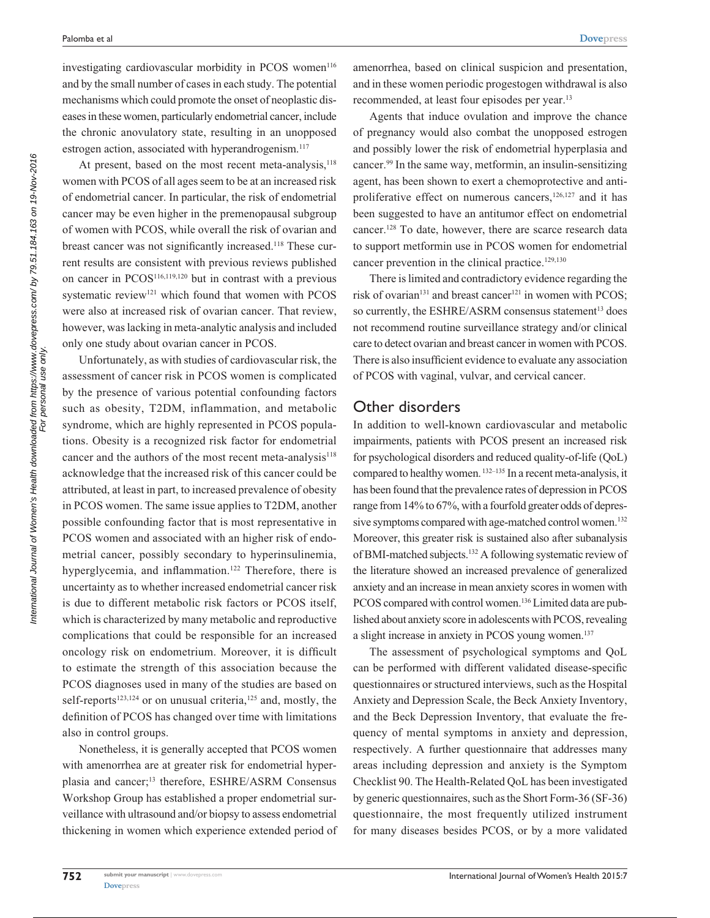investigating cardiovascular morbidity in PCOS women[116] and by the small number of cases in each study. The potential mechanisms which could promote the onset of neoplastic diseases in these women, particularly endometrial cancer, include the chronic anovulatory state, resulting in an unopposed estrogen action, associated with hyperandrogenism.[117]

At present, based on the most recent meta-analysis,[118] women with PCOS of all ages seem to be at an increased risk of endometrial cancer. In particular, the risk of endometrial cancer may be even higher in the premenopausal subgroup of women with PCOS, while overall the risk of ovarian and breast cancer was not significantly increased.[118] These current results are consistent with previous reviews published on cancer in PCOS[116,119,120] but in contrast with a previous systematic review[121] which found that women with PCOS were also at increased risk of ovarian cancer. That review, however, was lacking in meta-analytic analysis and included only one study about ovarian cancer in PCOS.

Unfortunately, as with studies of cardiovascular risk, the assessment of cancer risk in PCOS women is complicated by the presence of various potential confounding factors such as obesity, T2DM, inflammation, and metabolic syndrome, which are highly represented in PCOS populations. Obesity is a recognized risk factor for endometrial cancer and the authors of the most recent meta-analysis[118] acknowledge that the increased risk of this cancer could be attributed, at least in part, to increased prevalence of obesity in PCOS women. The same issue applies to T2DM, another possible confounding factor that is most representative in PCOS women and associated with an higher risk of endometrial cancer, possibly secondary to hyperinsulinemia, hyperglycemia, and inflammation.[122] Therefore, there is uncertainty as to whether increased endometrial cancer risk is due to different metabolic risk factors or PCOS itself, which is characterized by many metabolic and reproductive complications that could be responsible for an increased oncology risk on endometrium. Moreover, it is difficult to estimate the strength of this association because the PCOS diagnoses used in many of the studies are based on self-reports[123,124] or on unusual criteria,[125] and, mostly, the definition of PCOS has changed over time with limitations also in control groups.

Nonetheless, it is generally accepted that PCOS women with amenorrhea are at greater risk for endometrial hyperplasia and cancer;[13] therefore, ESHRE/ASRM Consensus Workshop Group has established a proper endometrial surveillance with ultrasound and/or biopsy to assess endometrial thickening in women which experience extended period of amenorrhea, based on clinical suspicion and presentation, and in these women periodic progestogen withdrawal is also recommended, at least four episodes per year.[13]

Agents that induce ovulation and improve the chance of pregnancy would also combat the unopposed estrogen and possibly lower the risk of endometrial hyperplasia and cancer.[99] In the same way, metformin, an insulin-sensitizing agent, has been shown to exert a chemoprotective and antiproliferative effect on numerous cancers,[126,127] and it has been suggested to have an antitumor effect on endometrial cancer.[128] To date, however, there are scarce research data to support metformin use in PCOS women for endometrial cancer prevention in the clinical practice.[129,130]

There is limited and contradictory evidence regarding the risk of ovarian[131] and breast cancer[121] in women with PCOS; so currently, the ESHRE/ASRM consensus statement[13] does not recommend routine surveillance strategy and/or clinical care to detect ovarian and breast cancer in women with PCOS. There is also insufficient evidence to evaluate any association of PCOS with vaginal, vulvar, and cervical cancer.

## Other disorders

In addition to well-known cardiovascular and metabolic impairments, patients with PCOS present an increased risk for psychological disorders and reduced quality-of-life (QoL) compared to healthy women.[132–135] In a recent meta-analysis, it has been found that the prevalence rates of depression in PCOS range from 14% to 67%, with a fourfold greater odds of depressive symptoms compared with age-matched control women.[132] Moreover, this greater risk is sustained also after subanalysis of BMI-matched subjects.[132] A following systematic review of the literature showed an increased prevalence of generalized anxiety and an increase in mean anxiety scores in women with PCOS compared with control women.[136] Limited data are published about anxiety score in adolescents with PCOS, revealing a slight increase in anxiety in PCOS young women.[137]

The assessment of psychological symptoms and QoL can be performed with different validated disease-specific questionnaires or structured interviews, such as the Hospital Anxiety and Depression Scale, the Beck Anxiety Inventory, and the Beck Depression Inventory, that evaluate the frequency of mental symptoms in anxiety and depression, respectively. A further questionnaire that addresses many areas including depression and anxiety is the Symptom Checklist 90. The Health-Related QoL has been investigated by generic questionnaires, such as the Short Form-36 (SF-36) questionnaire, the most frequently utilized instrument for many diseases besides PCOS, or by a more validated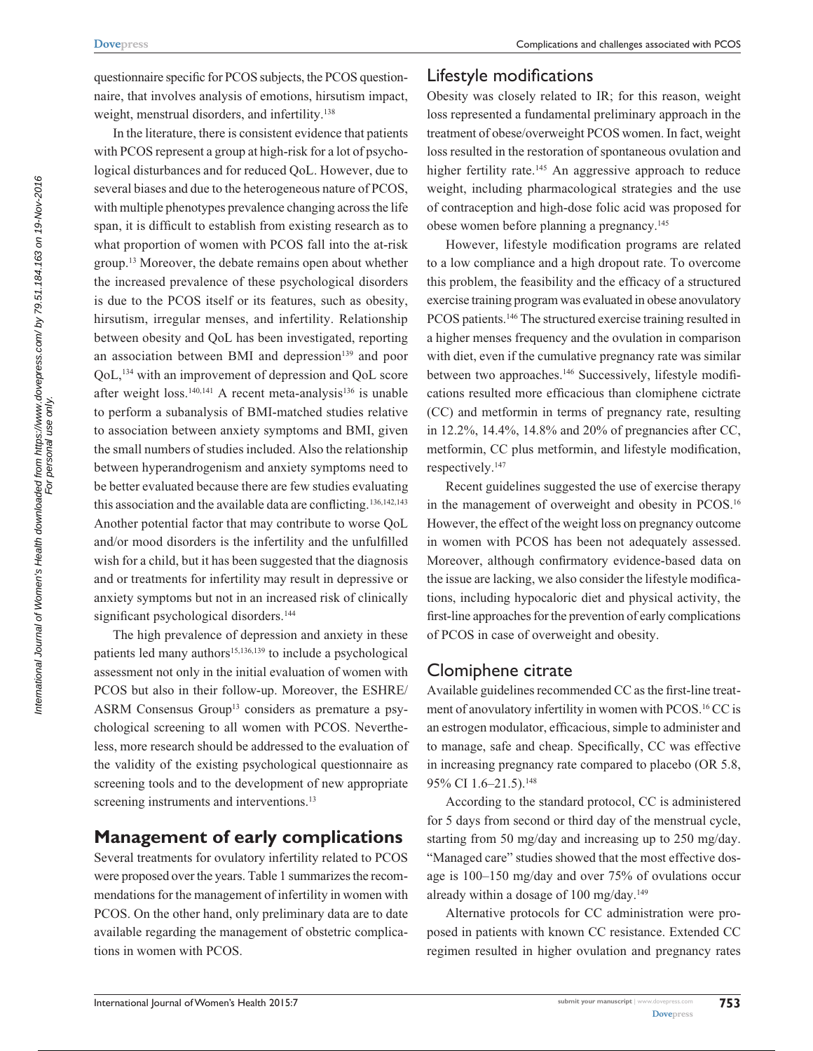questionnaire specific for PCOS subjects, the PCOS questionnaire, that involves analysis of emotions, hirsutism impact, weight, menstrual disorders, and infertility.[138]

In the literature, there is consistent evidence that patients with PCOS represent a group at high-risk for a lot of psychological disturbances and for reduced QoL. However, due to several biases and due to the heterogeneous nature of PCOS, with multiple phenotypes prevalence changing across the life span, it is difficult to establish from existing research as to what proportion of women with PCOS fall into the at-risk group.[13] Moreover, the debate remains open about whether the increased prevalence of these psychological disorders is due to the PCOS itself or its features, such as obesity, hirsutism, irregular menses, and infertility. Relationship between obesity and QoL has been investigated, reporting an association between BMI and depression[139] and poor QoL,[134] with an improvement of depression and QoL score after weight loss.[140,141] A recent meta-analysis[136] is unable to perform a subanalysis of BMI-matched studies relative to association between anxiety symptoms and BMI, given the small numbers of studies included. Also the relationship between hyperandrogenism and anxiety symptoms need to be better evaluated because there are few studies evaluating this association and the available data are conflicting.[136,142,143] Another potential factor that may contribute to worse QoL and/or mood disorders is the infertility and the unfulfilled wish for a child, but it has been suggested that the diagnosis and or treatments for infertility may result in depressive or anxiety symptoms but not in an increased risk of clinically significant psychological disorders.[144]

The high prevalence of depression and anxiety in these patients led many authors[15,136,139] to include a psychological assessment not only in the initial evaluation of women with PCOS but also in their follow-up. Moreover, the ESHRE/ASRM Consensus Group[13] considers as premature a psychological screening to all women with PCOS. Nevertheless, more research should be addressed to the evaluation of the validity of the existing psychological questionnaire as screening tools and to the development of new appropriate screening instruments and interventions.[13]

## Management of early complications

Several treatments for ovulatory infertility related to PCOS were proposed over the years. Table 1 summarizes the recommendations for the management of infertility in women with PCOS. On the other hand, only preliminary data are to date available regarding the management of obstetric complications in women with PCOS.

### Lifestyle modifications

Obesity was closely related to IR; for this reason, weight loss represented a fundamental preliminary approach in the treatment of obese/overweight PCOS women. In fact, weight loss resulted in the restoration of spontaneous ovulation and higher fertility rate.[145] An aggressive approach to reduce weight, including pharmacological strategies and the use of contraception and high-dose folic acid was proposed for obese women before planning a pregnancy.[145]

However, lifestyle modification programs are related to a low compliance and a high dropout rate. To overcome this problem, the feasibility and the efficacy of a structured exercise training program was evaluated in obese anovulatory PCOS patients.[146] The structured exercise training resulted in a higher menses frequency and the ovulation in comparison with diet, even if the cumulative pregnancy rate was similar between two approaches.[146] Successively, lifestyle modifications resulted more efficacious than clomiphene cictrate (CC) and metformin in terms of pregnancy rate, resulting in 12.2%, 14.4%, 14.8% and 20% of pregnancies after CC, metformin, CC plus metformin, and lifestyle modification, respectively.[147]

Recent guidelines suggested the use of exercise therapy in the management of overweight and obesity in PCOS.[16] However, the effect of the weight loss on pregnancy outcome in women with PCOS has been not adequately assessed. Moreover, although confirmatory evidence-based data on the issue are lacking, we also consider the lifestyle modifications, including hypocaloric diet and physical activity, the first-line approaches for the prevention of early complications of PCOS in case of overweight and obesity.

### Clomiphene citrate

Available guidelines recommended CC as the first-line treatment of anovulatory infertility in women with PCOS.[16] CC is an estrogen modulator, efficacious, simple to administer and to manage, safe and cheap. Specifically, CC was effective in increasing pregnancy rate compared to placebo (OR 5.8, 95% CI 1.6–21.5).[148]

According to the standard protocol, CC is administered for 5 days from second or third day of the menstrual cycle, starting from 50 mg/day and increasing up to 250 mg/day. "Managed care" studies showed that the most effective dosage is 100–150 mg/day and over 75% of ovulations occur already within a dosage of 100 mg/day.[149]

Alternative protocols for CC administration were proposed in patients with known CC resistance. Extended CC regimen resulted in higher ovulation and pregnancy rates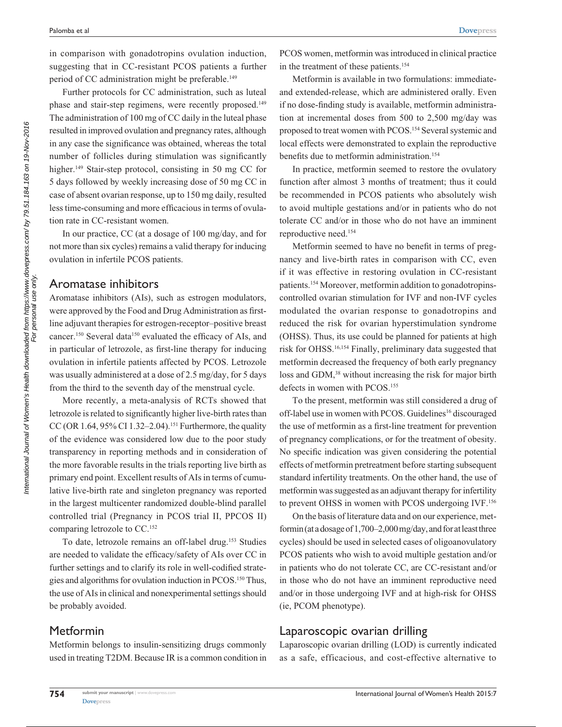in comparison with gonadotropins ovulation induction, suggesting that in CC-resistant PCOS patients a further period of CC administration might be preferable.[149]

Further protocols for CC administration, such as luteal phase and stair-step regimens, were recently proposed.[149] The administration of 100 mg of CC daily in the luteal phase resulted in improved ovulation and pregnancy rates, although in any case the significance was obtained, whereas the total number of follicles during stimulation was significantly higher.[149] Stair-step protocol, consisting in 50 mg CC for 5 days followed by weekly increasing dose of 50 mg CC in case of absent ovarian response, up to 150 mg daily, resulted less time-consuming and more efficacious in terms of ovulation rate in CC-resistant women.

In our practice, CC (at a dosage of 100 mg/day, and for not more than six cycles) remains a valid therapy for inducing ovulation in infertile PCOS patients.

## Aromatase inhibitors

Aromatase inhibitors (AIs), such as estrogen modulators, were approved by the Food and Drug Administration as first-line adjuvant therapies for estrogen-receptor–positive breast cancer.[150] Several data[150] evaluated the efficacy of AIs, and in particular of letrozole, as first-line therapy for inducing ovulation in infertile patients affected by PCOS. Letrozole was usually administered at a dose of 2.5 mg/day, for 5 days from the third to the seventh day of the menstrual cycle.

More recently, a meta-analysis of RCTs showed that letrozole is related to significantly higher live-birth rates than CC (OR 1.64, 95% CI 1.32–2.04).[151] Furthermore, the quality of the evidence was considered low due to the poor study transparency in reporting methods and in consideration of the more favorable results in the trials reporting live birth as primary end point. Excellent results of AIs in terms of cumulative live-birth rate and singleton pregnancy was reported in the largest multicenter randomized double-blind parallel controlled trial (Pregnancy in PCOS trial II, PPCOS II) comparing letrozole to CC.[152]

To date, letrozole remains an off-label drug.[153] Studies are needed to validate the efficacy/safety of AIs over CC in further settings and to clarify its role in well-codified strategies and algorithms for ovulation induction in PCOS.[150] Thus, the use of AIs in clinical and nonexperimental settings should be probably avoided.

## Metformin

Metformin belongs to insulin-sensitizing drugs commonly used in treating T2DM. Because IR is a common condition in PCOS women, metformin was introduced in clinical practice in the treatment of these patients.[154]

Metformin is available in two formulations: immediate- and extended-release, which are administered orally. Even if no dose-finding study is available, metformin administration at incremental doses from 500 to 2,500 mg/day was proposed to treat women with PCOS.[154] Several systemic and local effects were demonstrated to explain the reproductive benefits due to metformin administration.[154]

In practice, metformin seemed to restore the ovulatory function after almost 3 months of treatment; thus it could be recommended in PCOS patients who absolutely wish to avoid multiple gestations and/or in patients who do not tolerate CC and/or in those who do not have an imminent reproductive need.[154]

Metformin seemed to have no benefit in terms of pregnancy and live-birth rates in comparison with CC, even if it was effective in restoring ovulation in CC-resistant patients.[154] Moreover, metformin addition to gonadotropins-controlled ovarian stimulation for IVF and non-IVF cycles modulated the ovarian response to gonadotropins and reduced the risk for ovarian hyperstimulation syndrome (OHSS). Thus, its use could be planned for patients at high risk for OHSS.[16,154] Finally, preliminary data suggested that metformin decreased the frequency of both early pregnancy loss and GDM,[38] without increasing the risk for major birth defects in women with PCOS.[155]

To the present, metformin was still considered a drug of off-label use in women with PCOS. Guidelines[16] discouraged the use of metformin as a first-line treatment for prevention of pregnancy complications, or for the treatment of obesity. No specific indication was given considering the potential effects of metformin pretreatment before starting subsequent standard infertility treatments. On the other hand, the use of metformin was suggested as an adjuvant therapy for infertility to prevent OHSS in women with PCOS undergoing IVF.[156]

On the basis of literature data and on our experience, metformin (at a dosage of 1,700–2,000 mg/day, and for at least three cycles) should be used in selected cases of oligoanovulatory PCOS patients who wish to avoid multiple gestation and/or in patients who do not tolerate CC, are CC-resistant and/or in those who do not have an imminent reproductive need and/or in those undergoing IVF and at high-risk for OHSS (ie, PCOM phenotype).

## Laparoscopic ovarian drilling

Laparoscopic ovarian drilling (LOD) is currently indicated as a safe, efficacious, and cost-effective alternative to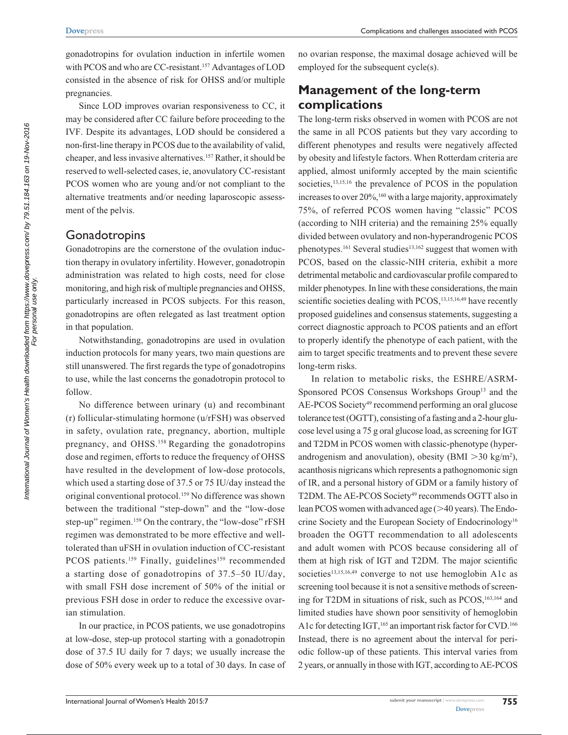gonadotropins for ovulation induction in infertile women with PCOS and who are CC-resistant.[157] Advantages of LOD consisted in the absence of risk for OHSS and/or multiple pregnancies.

Since LOD improves ovarian responsiveness to CC, it may be considered after CC failure before proceeding to the IVF. Despite its advantages, LOD should be considered a non-first-line therapy in PCOS due to the availability of valid, cheaper, and less invasive alternatives.[157] Rather, it should be reserved to well-selected cases, ie, anovulatory CC-resistant PCOS women who are young and/or not compliant to the alternative treatments and/or needing laparoscopic assessment of the pelvis.

### Gonadotropins

Gonadotropins are the cornerstone of the ovulation induction therapy in ovulatory infertility. However, gonadotropin administration was related to high costs, need for close monitoring, and high risk of multiple pregnancies and OHSS, particularly increased in PCOS subjects. For this reason, gonadotropins are often relegated as last treatment option in that population.

Notwithstanding, gonadotropins are used in ovulation induction protocols for many years, two main questions are still unanswered. The first regards the type of gonadotropins to use, while the last concerns the gonadotropin protocol to follow.

No difference between urinary (u) and recombinant (r) follicular-stimulating hormone (u/rFSH) was observed in safety, ovulation rate, pregnancy, abortion, multiple pregnancy, and OHSS.[158] Regarding the gonadotropins dose and regimen, efforts to reduce the frequency of OHSS have resulted in the development of low-dose protocols, which used a starting dose of 37.5 or 75 IU/day instead the original conventional protocol.[159] No difference was shown between the traditional "step-down" and the "low-dose step-up" regimen.[159] On the contrary, the "low-dose" rFSH regimen was demonstrated to be more effective and well-tolerated than uFSH in ovulation induction of CC-resistant PCOS patients.[159] Finally, guidelines[159] recommended a starting dose of gonadotropins of 37.5–50 IU/day, with small FSH dose increment of 50% of the initial or previous FSH dose in order to reduce the excessive ovarian stimulation.

In our practice, in PCOS patients, we use gonadotropins at low-dose, step-up protocol starting with a gonadotropin dose of 37.5 IU daily for 7 days; we usually increase the dose of 50% every week up to a total of 30 days. In case of no ovarian response, the maximal dosage achieved will be employed for the subsequent cycle(s).

## Management of the long-term complications

The long-term risks observed in women with PCOS are not the same in all PCOS patients but they vary according to different phenotypes and results were negatively affected by obesity and lifestyle factors. When Rotterdam criteria are applied, almost uniformly accepted by the main scientific societies,[13,15,16] the prevalence of PCOS in the population increases to over 20%,[160] with a large majority, approximately 75%, of referred PCOS women having "classic" PCOS (according to NIH criteria) and the remaining 25% equally divided between ovulatory and non-hyperandrogenic PCOS phenotypes.[161] Several studies[13,162] suggest that women with PCOS, based on the classic-NIH criteria, exhibit a more detrimental metabolic and cardiovascular profile compared to milder phenotypes. In line with these considerations, the main scientific societies dealing with PCOS,[13,15,16,49] have recently proposed guidelines and consensus statements, suggesting a correct diagnostic approach to PCOS patients and an effort to properly identify the phenotype of each patient, with the aim to target specific treatments and to prevent these severe long-term risks.

In relation to metabolic risks, the ESHRE/ASRM-Sponsored PCOS Consensus Workshops Group[13] and the AE-PCOS Society[49] recommend performing an oral glucose tolerance test (OGTT), consisting of a fasting and a 2-hour glucose level using a 75 g oral glucose load, as screening for IGT and T2DM in PCOS women with classic-phenotype (hyperandrogenism and anovulation), obesity (BMI $>30$ kg/m$^2$), acanthosis nigricans which represents a pathognomonic sign of IR, and a personal history of GDM or a family history of T2DM. The AE-PCOS Society[49] recommends OGTT also in lean PCOS women with advanced age ($>40$ years). The Endocrine Society and the European Society of Endocrinology[16] broaden the OGTT recommendation to all adolescents and adult women with PCOS because considering all of them at high risk of IGT and T2DM. The major scientific societies[13,15,16,49] converge to not use hemoglobin A1c as screening tool because it is not a sensitive methods of screening for T2DM in situations of risk, such as PCOS,[163,164] and limited studies have shown poor sensitivity of hemoglobin A1c for detecting IGT,[165] an important risk factor for CVD.[166] Instead, there is no agreement about the interval for periodic follow-up of these patients. This interval varies from 2 years, or annually in those with IGT, according to AE-PCOS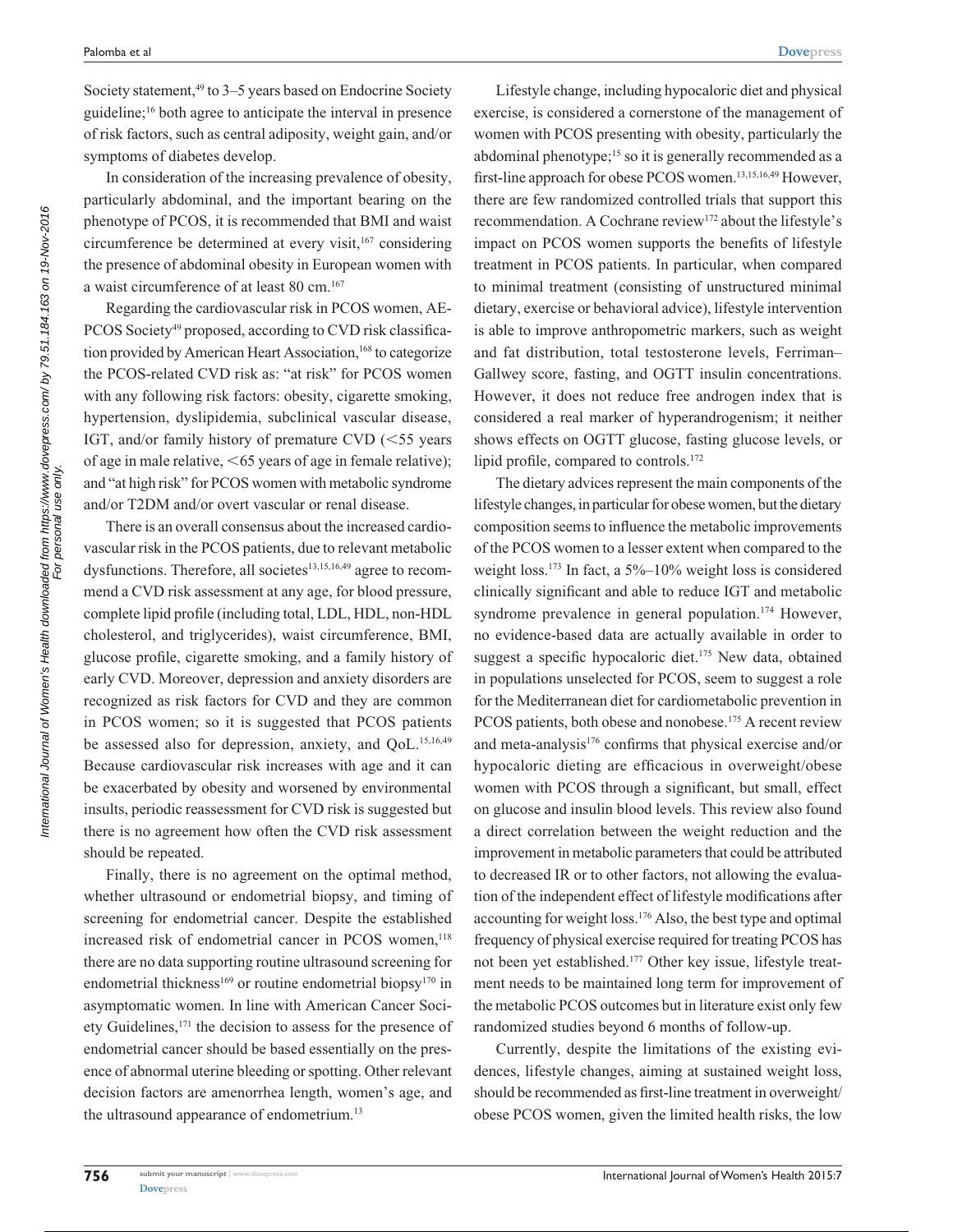Society statement,[49] to 3–5 years based on Endocrine Society guideline;[16] both agree to anticipate the interval in presence of risk factors, such as central adiposity, weight gain, and/or symptoms of diabetes develop.

In consideration of the increasing prevalence of obesity, particularly abdominal, and the important bearing on the phenotype of PCOS, it is recommended that BMI and waist circumference be determined at every visit,[167] considering the presence of abdominal obesity in European women with a waist circumference of at least 80 cm.[167]

Regarding the cardiovascular risk in PCOS women, AE-PCOS Society[49] proposed, according to CVD risk classification provided by American Heart Association,[168] to categorize the PCOS-related CVD risk as: "at risk" for PCOS women with any following risk factors: obesity, cigarette smoking, hypertension, dyslipidemia, subclinical vascular disease, IGT, and/or family history of premature CVD (<55 years of age in male relative, <65 years of age in female relative); and "at high risk" for PCOS women with metabolic syndrome and/or T2DM and/or overt vascular or renal disease.

There is an overall consensus about the increased cardiovascular risk in the PCOS patients, due to relevant metabolic dysfunctions. Therefore, all societes[13,15,16,49] agree to recommend a CVD risk assessment at any age, for blood pressure, complete lipid profile (including total, LDL, HDL, non-HDL cholesterol, and triglycerides), waist circumference, BMI, glucose profile, cigarette smoking, and a family history of early CVD. Moreover, depression and anxiety disorders are recognized as risk factors for CVD and they are common in PCOS women; so it is suggested that PCOS patients be assessed also for depression, anxiety, and QoL.[15,16,49] Because cardiovascular risk increases with age and it can be exacerbated by obesity and worsened by environmental insults, periodic reassessment for CVD risk is suggested but there is no agreement how often the CVD risk assessment should be repeated.

Finally, there is no agreement on the optimal method, whether ultrasound or endometrial biopsy, and timing of screening for endometrial cancer. Despite the established increased risk of endometrial cancer in PCOS women,[118] there are no data supporting routine ultrasound screening for endometrial thickness[169] or routine endometrial biopsy[170] in asymptomatic women. In line with American Cancer Society Guidelines,[171] the decision to assess for the presence of endometrial cancer should be based essentially on the presence of abnormal uterine bleeding or spotting. Other relevant decision factors are amenorrhea length, women's age, and the ultrasound appearance of endometrium.[13]

Lifestyle change, including hypocaloric diet and physical exercise, is considered a cornerstone of the management of women with PCOS presenting with obesity, particularly the abdominal phenotype;[15] so it is generally recommended as a first-line approach for obese PCOS women.[13,15,16,49] However, there are few randomized controlled trials that support this recommendation. A Cochrane review[172] about the lifestyle's impact on PCOS women supports the benefits of lifestyle treatment in PCOS patients. In particular, when compared to minimal treatment (consisting of unstructured minimal dietary, exercise or behavioral advice), lifestyle intervention is able to improve anthropometric markers, such as weight and fat distribution, total testosterone levels, Ferriman–Gallwey score, fasting, and OGTT insulin concentrations. However, it does not reduce free androgen index that is considered a real marker of hyperandrogenism; it neither shows effects on OGTT glucose, fasting glucose levels, or lipid profile, compared to controls.[172]

The dietary advices represent the main components of the lifestyle changes, in particular for obese women, but the dietary composition seems to influence the metabolic improvements of the PCOS women to a lesser extent when compared to the weight loss.[173] In fact, a 5%–10% weight loss is considered clinically significant and able to reduce IGT and metabolic syndrome prevalence in general population.[174] However, no evidence-based data are actually available in order to suggest a specific hypocaloric diet.[175] New data, obtained in populations unselected for PCOS, seem to suggest a role for the Mediterranean diet for cardiometabolic prevention in PCOS patients, both obese and nonobese.[175] A recent review and meta-analysis[176] confirms that physical exercise and/or hypocaloric dieting are efficacious in overweight/obese women with PCOS through a significant, but small, effect on glucose and insulin blood levels. This review also found a direct correlation between the weight reduction and the improvement in metabolic parameters that could be attributed to decreased IR or to other factors, not allowing the evaluation of the independent effect of lifestyle modifications after accounting for weight loss.[176] Also, the best type and optimal frequency of physical exercise required for treating PCOS has not been yet established.[177] Other key issue, lifestyle treatment needs to be maintained long term for improvement of the metabolic PCOS outcomes but in literature exist only few randomized studies beyond 6 months of follow-up.

Currently, despite the limitations of the existing evidences, lifestyle changes, aiming at sustained weight loss, should be recommended as first-line treatment in overweight/obese PCOS women, given the limited health risks, the low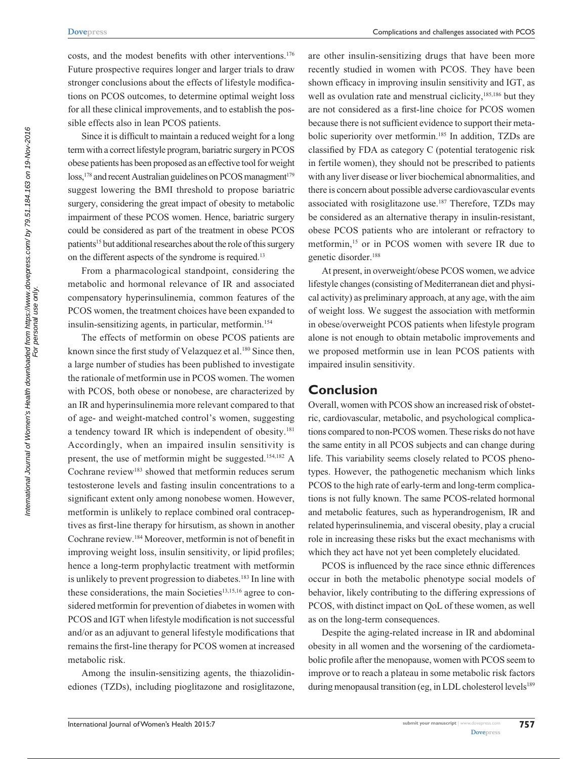costs, and the modest benefits with other interventions.[176] Future prospective requires longer and larger trials to draw stronger conclusions about the effects of lifestyle modifications on PCOS outcomes, to determine optimal weight loss for all these clinical improvements, and to establish the possible effects also in lean PCOS patients.

Since it is difficult to maintain a reduced weight for a long term with a correct lifestyle program, bariatric surgery in PCOS obese patients has been proposed as an effective tool for weight loss,[178] and recent Australian guidelines on PCOS managment[179] suggest lowering the BMI threshold to propose bariatric surgery, considering the great impact of obesity to metabolic impairment of these PCOS women. Hence, bariatric surgery could be considered as part of the treatment in obese PCOS patients[15] but additional researches about the role of this surgery on the different aspects of the syndrome is required.[13]

From a pharmacological standpoint, considering the metabolic and hormonal relevance of IR and associated compensatory hyperinsulinemia, common features of the PCOS women, the treatment choices have been expanded to insulin-sensitizing agents, in particular, metformin.[154]

The effects of metformin on obese PCOS patients are known since the first study of Velazquez et al.[180] Since then, a large number of studies has been published to investigate the rationale of metformin use in PCOS women. The women with PCOS, both obese or nonobese, are characterized by an IR and hyperinsulinemia more relevant compared to that of age- and weight-matched control's women, suggesting a tendency toward IR which is independent of obesity.[181] Accordingly, when an impaired insulin sensitivity is present, the use of metformin might be suggested.[154,182] A Cochrane review[183] showed that metformin reduces serum testosterone levels and fasting insulin concentrations to a significant extent only among nonobese women. However, metformin is unlikely to replace combined oral contraceptives as first-line therapy for hirsutism, as shown in another Cochrane review.[184] Moreover, metformin is not of benefit in improving weight loss, insulin sensitivity, or lipid profiles; hence a long-term prophylactic treatment with metformin is unlikely to prevent progression to diabetes.[183] In line with these considerations, the main Societies[13,15,16] agree to considered metformin for prevention of diabetes in women with PCOS and IGT when lifestyle modification is not successful and/or as an adjuvant to general lifestyle modifications that remains the first-line therapy for PCOS women at increased metabolic risk.

Among the insulin-sensitizing agents, the thiazolidinediones (TZDs), including pioglitazone and rosiglitazone, are other insulin-sensitizing drugs that have been more recently studied in women with PCOS. They have been shown efficacy in improving insulin sensitivity and IGT, as well as ovulation rate and menstrual ciclicity,[185,186] but they are not considered as a first-line choice for PCOS women because there is not sufficient evidence to support their metabolic superiority over metformin.[185] In addition, TZDs are classified by FDA as category C (potential teratogenic risk in fertile women), they should not be prescribed to patients with any liver disease or liver biochemical abnormalities, and there is concern about possible adverse cardiovascular events associated with rosiglitazone use.[187] Therefore, TZDs may be considered as an alternative therapy in insulin-resistant, obese PCOS patients who are intolerant or refractory to metformin,[15] or in PCOS women with severe IR due to genetic disorder.[188]

At present, in overweight/obese PCOS women, we advice lifestyle changes (consisting of Mediterranean diet and physical activity) as preliminary approach, at any age, with the aim of weight loss. We suggest the association with metformin in obese/overweight PCOS patients when lifestyle program alone is not enough to obtain metabolic improvements and we proposed metformin use in lean PCOS patients with impaired insulin sensitivity.

## Conclusion

Overall, women with PCOS show an increased risk of obstetric, cardiovascular, metabolic, and psychological complications compared to non-PCOS women. These risks do not have the same entity in all PCOS subjects and can change during life. This variability seems closely related to PCOS phenotypes. However, the pathogenetic mechanism which links PCOS to the high rate of early-term and long-term complications is not fully known. The same PCOS-related hormonal and metabolic features, such as hyperandrogenism, IR and related hyperinsulinemia, and visceral obesity, play a crucial role in increasing these risks but the exact mechanisms with which they act have not yet been completely elucidated.

PCOS is influenced by the race since ethnic differences occur in both the metabolic phenotype social models of behavior, likely contributing to the differing expressions of PCOS, with distinct impact on QoL of these women, as well as on the long-term consequences.

Despite the aging-related increase in IR and abdominal obesity in all women and the worsening of the cardiometabolic profile after the menopause, women with PCOS seem to improve or to reach a plateau in some metabolic risk factors during menopausal transition (eg, in LDL cholesterol levels[189]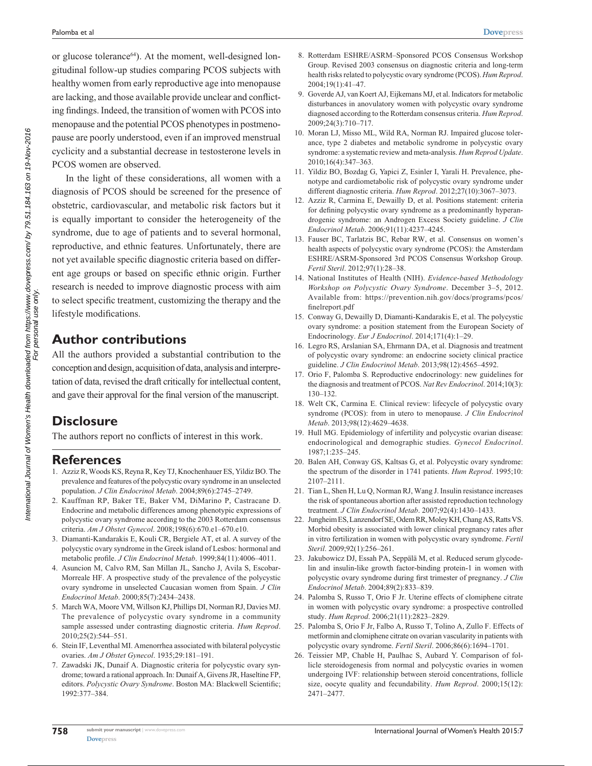or glucose tolerance[64]). At the moment, well-designed longitudinal follow-up studies comparing PCOS subjects with healthy women from early reproductive age into menopause are lacking, and those available provide unclear and conflicting findings. Indeed, the transition of women with PCOS into menopause and the potential PCOS phenotypes in postmenopause are poorly understood, even if an improved menstrual cyclicity and a substantial decrease in testosterone levels in PCOS women are observed.

In the light of these considerations, all women with a diagnosis of PCOS should be screened for the presence of obstetric, cardiovascular, and metabolic risk factors but it is equally important to consider the heterogeneity of the syndrome, due to age of patients and to several hormonal, reproductive, and ethnic features. Unfortunately, there are not yet available specific diagnostic criteria based on different age groups or based on specific ethnic origin. Further research is needed to improve diagnostic process with aim to select specific treatment, customizing the therapy and the lifestyle modifications.

## Author contributions

All the authors provided a substantial contribution to the conception and design, acquisition of data, analysis and interpretation of data, revised the draft critically for intellectual content, and gave their approval for the final version of the manuscript.

## Disclosure

The authors report no conflicts of interest in this work.

## References

1. Azziz R, Woods KS, Reyna R, Key TJ, Knochenhauer ES, Yildiz BO. The prevalence and features of the polycystic ovary syndrome in an unselected population. *J Clin Endocrinol Metab*. 2004;89(6):2745–2749.
2. Kauffman RP, Baker TE, Baker VM, DiMarino P, Castracane D. Endocrine and metabolic differences among phenotypic expressions of polycystic ovary syndrome according to the 2003 Rotterdam consensus criteria. *Am J Obstet Gynecol*. 2008;198(6):670.e1–670.e10.
3. Diamanti-Kandarakis E, Kouli CR, Bergiele AT, et al. A survey of the polycystic ovary syndrome in the Greek island of Lesbos: hormonal and metabolic profile. *J Clin Endocrinol Metab*. 1999;84(11):4006–4011.
4. Asuncion M, Calvo RM, San Millan JL, Sancho J, Avila S, Escobar-Morreale HF. A prospective study of the prevalence of the polycystic ovary syndrome in unselected Caucasian women from Spain. *J Clin Endocrinol Metab*. 2000;85(7):2434–2438.
5. March WA, Moore VM, Willson KJ, Phillips DI, Norman RJ, Davies MJ. The prevalence of polycystic ovary syndrome in a community sample assessed under contrasting diagnostic criteria. *Hum Reprod*. 2010;25(2):544–551.
6. Stein IF, Leventhal MI. Amenorrhea associated with bilateral polycystic ovaries. *Am J Obstet Gynecol*. 1935;29:181–191.
7. Zawadski JK, Dunaif A. Diagnostic criteria for polycystic ovary syndrome; toward a rational approach. In: Dunaif A, Givens JR, Haseltine FP, editors. *Polycystic Ovary Syndrome*. Boston MA: Blackwell Scientific; 1992:377–384.
8. Rotterdam ESHRE/ASRM–Sponsored PCOS Consensus Workshop Group. Revised 2003 consensus on diagnostic criteria and long-term health risks related to polycystic ovary syndrome (PCOS). *Hum Reprod*. 2004;19(1):41–47.
9. Goverde AJ, van Koert AJ, Eijkemans MJ, et al. Indicators for metabolic disturbances in anovulatory women with polycystic ovary syndrome diagnosed according to the Rotterdam consensus criteria. *Hum Reprod*. 2009;24(3):710–717.
10. Moran LJ, Misso ML, Wild RA, Norman RJ. Impaired glucose tolerance, type 2 diabetes and metabolic syndrome in polycystic ovary syndrome: a systematic review and meta-analysis. *Hum Reprod Update*. 2010;16(4):347–363.
11. Yildiz BO, Bozdag G, Yapici Z, Esinler I, Yarali H. Prevalence, phenotype and cardiometabolic risk of polycystic ovary syndrome under different diagnostic criteria. *Hum Reprod*. 2012;27(10):3067–3073.
12. Azziz R, Carmina E, Dewailly D, et al. Positions statement: criteria for defining polycystic ovary syndrome as a predominantly hyperandrogenic syndrome: an Androgen Excess Society guideline. *J Clin Endocrinol Metab*. 2006;91(11):4237–4245.
13. Fauser BC, Tarlatzis BC, Rebar RW, et al. Consensus on women's health aspects of polycystic ovary syndrome (PCOS): the Amsterdam ESHRE/ASRM-Sponsored 3rd PCOS Consensus Workshop Group. *Fertil Steril*. 2012;97(1):28–38.
14. National Institutes of Health (NIH). *Evidence-based Methodology Workshop on Polycystic Ovary Syndrome*. December 3–5, 2012. Available from: https://prevention.nih.gov/docs/programs/pcos/finelreport.pdf
15. Conway G, Dewailly D, Diamanti-Kandarakis E, et al. The polycystic ovary syndrome: a position statement from the European Society of Endocrinology. *Eur J Endocrinol*. 2014;171(4):1–29.
16. Legro RS, Arslanian SA, Ehrmann DA, et al. Diagnosis and treatment of polycystic ovary syndrome: an endocrine society clinical practice guideline. *J Clin Endocrinol Metab*. 2013;98(12):4565–4592.
17. Orio F, Palomba S. Reproductive endocrinology: new guidelines for the diagnosis and treatment of PCOS. *Nat Rev Endocrinol*. 2014;10(3):130–132.
18. Welt CK, Carmina E. Clinical review: lifecycle of polycystic ovary syndrome (PCOS): from in utero to menopause. *J Clin Endocrinol Metab*. 2013;98(12):4629–4638.
19. Hull MG. Epidemiology of infertility and polycystic ovarian disease: endocrinological and demographic studies. *Gynecol Endocrinol*. 1987;1:235–245.
20. Balen AH, Conway GS, Kaltsas G, et al. Polycystic ovary syndrome: the spectrum of the disorder in 1741 patients. *Hum Reprod*. 1995;10:2107–2111.
21. Tian L, Shen H, Lu Q, Norman RJ, Wang J. Insulin resistance increases the risk of spontaneous abortion after assisted reproduction technology treatment. *J Clin Endocrinol Metab*. 2007;92(4):1430–1433.
22. Jungheim ES, Lanzendorf SE, Odem RR, Moley KH, Chang AS, Ratts VS. Morbid obesity is associated with lower clinical pregnancy rates after in vitro fertilization in women with polycystic ovary syndrome. *Fertil Steril*. 2009;92(1):256–261.
23. Jakubowicz DJ, Essah PA, Seppälä M, et al. Reduced serum glycodelin and insulin-like growth factor-binding protein-1 in women with polycystic ovary syndrome during first trimester of pregnancy. *J Clin Endocrinol Metab*. 2004;89(2):833–839.
24. Palomba S, Russo T, Orio F Jr. Uterine effects of clomiphene citrate in women with polycystic ovary syndrome: a prospective controlled study. *Hum Reprod*. 2006;21(11):2823–2829.
25. Palomba S, Orio F Jr, Falbo A, Russo T, Tolino A, Zullo F. Effects of metformin and clomiphene citrate on ovarian vascularity in patients with polycystic ovary syndrome. *Fertil Steril*. 2006;86(6):1694–1701.
26. Teissier MP, Chable H, Paulhac S, Aubard Y. Comparison of follicle steroidogenesis from normal and polycystic ovaries in women undergoing IVF: relationship between steroid concentrations, follicle size, oocyte quality and fecundability. *Hum Reprod*. 2000;15(12):2471–2477.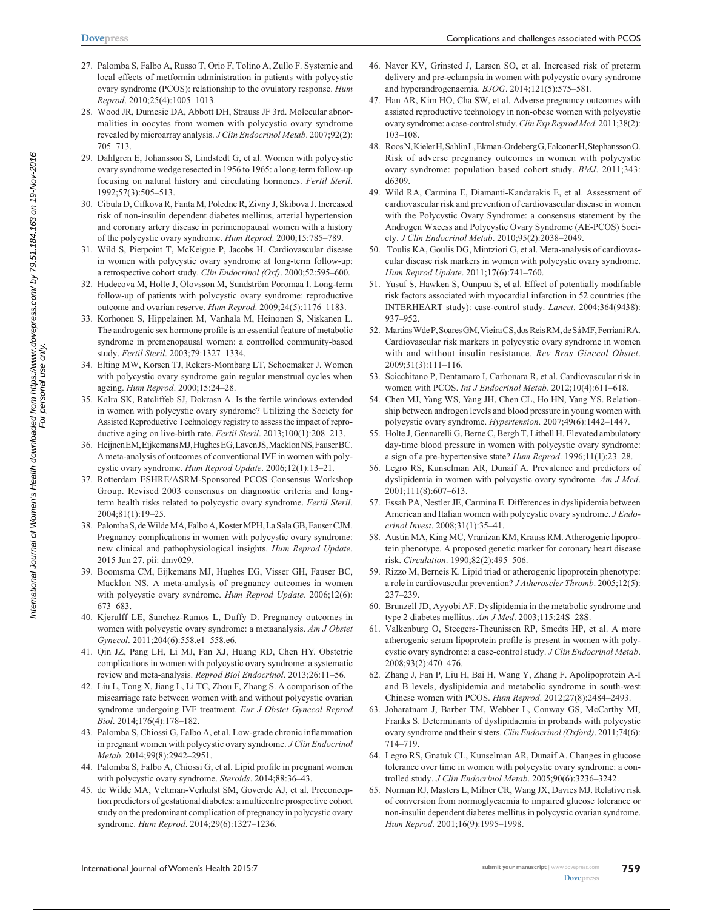27. Palomba S, Falbo A, Russo T, Orio F, Tolino A, Zullo F. Systemic and local effects of metformin administration in patients with polycystic ovary syndrome (PCOS): relationship to the ovulatory response. *Hum Reprod*. 2010;25(4):1005–1013.
28. Wood JR, Dumesic DA, Abbott DH, Strauss JF 3rd. Molecular abnormalities in oocytes from women with polycystic ovary syndrome revealed by microarray analysis. *J Clin Endocrinol Metab*. 2007;92(2):705–713.
29. Dahlgren E, Johansson S, Lindstedt G, et al. Women with polycystic ovary syndrome wedge resected in 1956 to 1965: a long-term follow-up focusing on natural history and circulating hormones. *Fertil Steril*. 1992;57(3):505–513.
30. Cibula D, Cifkova R, Fanta M, Poledne R, Zivny J, Skibova J. Increased risk of non-insulin dependent diabetes mellitus, arterial hypertension and coronary artery disease in perimenopausal women with a history of the polycystic ovary syndrome. *Hum Reprod*. 2000;15:785–789.
31. Wild S, Pierpoint T, McKeigue P, Jacobs H. Cardiovascular disease in women with polycystic ovary syndrome at long-term follow-up: a retrospective cohort study. *Clin Endocrinol (Oxf)*. 2000;52:595–600.
32. Hudecova M, Holte J, Olovsson M, Sundström Poromaa I. Long-term follow-up of patients with polycystic ovary syndrome: reproductive outcome and ovarian reserve. *Hum Reprod*. 2009;24(5):1176–1183.
33. Korhonen S, Hippelainen M, Vanhala M, Heinonen S, Niskanen L. The androgenic sex hormone profile is an essential feature of metabolic syndrome in premenopausal women: a controlled community-based study. *Fertil Steril*. 2003;79:1327–1334.
34. Elting MW, Korsen TJ, Rekers-Mombarg LT, Schoemaker J. Women with polycystic ovary syndrome gain regular menstrual cycles when ageing. *Hum Reprod*. 2000;15:24–28.
35. Kalra SK, Ratcliffeb SJ, Dokrasn A. Is the fertile windows extended in women with polycystic ovary syndrome? Utilizing the Society for Assisted Reproductive Technology registry to assess the impact of reproductive aging on live-birth rate. *Fertil Steril*. 2013;100(1):208–213.
36. Heijnen EM, Eijkemans MJ, Hughes EG, Laven JS, Macklon NS, Fauser BC. A meta-analysis of outcomes of conventional IVF in women with polycystic ovary syndrome. *Hum Reprod Update*. 2006;12(1):13–21.
37. Rotterdam ESHRE/ASRM-Sponsored PCOS Consensus Workshop Group. Revised 2003 consensus on diagnostic criteria and long-term health risks related to polycystic ovary syndrome. *Fertil Steril*. 2004;81(1):19–25.
38. Palomba S, de Wilde MA, Falbo A, Koster MPH, La Sala GB, Fauser CJM. Pregnancy complications in women with polycystic ovary syndrome: new clinical and pathophysiological insights. *Hum Reprod Update*. 2015 Jun 27. pii: dmv029.
39. Boomsma CM, Eijkemans MJ, Hughes EG, Visser GH, Fauser BC, Macklon NS. A meta-analysis of pregnancy outcomes in women with polycystic ovary syndrome. *Hum Reprod Update*. 2006;12(6):673–683.
40. Kjerulff LE, Sanchez-Ramos L, Duffy D. Pregnancy outcomes in women with polycystic ovary syndrome: a metaanalysis. *Am J Obstet Gynecol*. 2011;204(6):558.e1–558.e6.
41. Qin JZ, Pang LH, Li MJ, Fan XJ, Huang RD, Chen HY. Obstetric complications in women with polycystic ovary syndrome: a systematic review and meta-analysis. *Reprod Biol Endocrinol*. 2013;26:11–56.
42. Liu L, Tong X, Jiang L, Li TC, Zhou F, Zhang S. A comparison of the miscarriage rate between women with and without polycystic ovarian syndrome undergoing IVF treatment. *Eur J Obstet Gynecol Reprod Biol*. 2014;176(4):178–182.
43. Palomba S, Chiossi G, Falbo A, et al. Low-grade chronic inflammation in pregnant women with polycystic ovary syndrome. *J Clin Endocrinol Metab*. 2014;99(8):2942–2951.
44. Palomba S, Falbo A, Chiossi G, et al. Lipid profile in pregnant women with polycystic ovary syndrome. *Steroids*. 2014;88:36–43.
45. de Wilde MA, Veltman-Verhulst SM, Goverde AJ, et al. Preconception predictors of gestational diabetes: a multicentre prospective cohort study on the predominant complication of pregnancy in polycystic ovary syndrome. *Hum Reprod*. 2014;29(6):1327–1236.
46. Naver KV, Grinsted J, Larsen SO, et al. Increased risk of preterm delivery and pre-eclampsia in women with polycystic ovary syndrome and hyperandrogenaemia. *BJOG*. 2014;121(5):575–581.
47. Han AR, Kim HO, Cha SW, et al. Adverse pregnancy outcomes with assisted reproductive technology in non-obese women with polycystic ovary syndrome: a case-control study. *Clin Exp Reprod Med*. 2011;38(2):103–108.
48. Roos N, Kieler H, Sahlin L, Ekman-Ordeberg G, Falconer H, Stephansson O. Risk of adverse pregnancy outcomes in women with polycystic ovary syndrome: population based cohort study. *BMJ*. 2011;343:d6309.
49. Wild RA, Carmina E, Diamanti-Kandarakis E, et al. Assessment of cardiovascular risk and prevention of cardiovascular disease in women with the Polycystic Ovary Syndrome: a consensus statement by the Androgen Wxcess and Polycystic Ovary Syndrome (AE-PCOS) Society. *J Clin Endocrinol Metab*. 2010;95(2):2038–2049.
50. Toulis KA, Goulis DG, Mintziori G, et al. Meta-analysis of cardiovascular disease risk markers in women with polycystic ovary syndrome. *Hum Reprod Update*. 2011;17(6):741–760.
51. Yusuf S, Hawken S, Ounpuu S, et al. Effect of potentially modifiable risk factors associated with myocardial infarction in 52 countries (the INTERHEART study): case-control study. *Lancet*. 2004;364(9438):937–952.
52. Martins W de P, Soares GM, Vieira CS, dos Reis RM, de Sá MF, Ferriani RA. Cardiovascular risk markers in polycystic ovary syndrome in women with and without insulin resistance. *Rev Bras Ginecol Obstet*. 2009;31(3):111–116.
53. Scicchitano P, Dentamaro I, Carbonara R, et al. Cardiovascular risk in women with PCOS. *Int J Endocrinol Metab*. 2012;10(4):611–618.
54. Chen MJ, Yang WS, Yang JH, Chen CL, Ho HN, Yang YS. Relationship between androgen levels and blood pressure in young women with polycystic ovary syndrome. *Hypertension*. 2007;49(6):1442–1447.
55. Holte J, Gennarelli G, Berne C, Bergh T, Lithell H. Elevated ambulatory day-time blood pressure in women with polycystic ovary syndrome: a sign of a pre-hypertensive state? *Hum Reprod*. 1996;11(1):23–28.
56. Legro RS, Kunselman AR, Dunaif A. Prevalence and predictors of dyslipidemia in women with polycystic ovary syndrome. *Am J Med*. 2001;111(8):607–613.
57. Essah PA, Nestler JE, Carmina E. Differences in dyslipidemia between American and Italian women with polycystic ovary syndrome. *J Endocrinol Invest*. 2008;31(1):35–41.
58. Austin MA, King MC, Vranizan KM, Krauss RM. Atherogenic lipoprotein phenotype. A proposed genetic marker for coronary heart disease risk. *Circulation*. 1990;82(2):495–506.
59. Rizzo M, Berneis K. Lipid triad or atherogenic lipoprotein phenotype: a role in cardiovascular prevention? *J Atheroscler Thromb*. 2005;12(5):237–239.
60. Brunzell JD, Ayyobi AF. Dyslipidemia in the metabolic syndrome and type 2 diabetes mellitus. *Am J Med*. 2003;115:24S–28S.
61. Valkenburg O, Steegers-Theunissen RP, Smedts HP, et al. A more atherogenic serum lipoprotein profile is present in women with polycystic ovary syndrome: a case-control study. *J Clin Endocrinol Metab*. 2008;93(2):470–476.
62. Zhang J, Fan P, Liu H, Bai H, Wang Y, Zhang F. Apolipoprotein A-I and B levels, dyslipidemia and metabolic syndrome in south-west Chinese women with PCOS. *Hum Reprod*. 2012;27(8):2484–2493.
63. Joharatnam J, Barber TM, Webber L, Conway GS, McCarthy MI, Franks S. Determinants of dyslipidaemia in probands with polycystic ovary syndrome and their sisters. *Clin Endocrinol (Oxford)*. 2011;74(6):714–719.
64. Legro RS, Gnatuk CL, Kunselman AR, Dunaif A. Changes in glucose tolerance over time in women with polycystic ovary syndrome: a controlled study. *J Clin Endocrinol Metab*. 2005;90(6):3236–3242.
65. Norman RJ, Masters L, Milner CR, Wang JX, Davies MJ. Relative risk of conversion from normoglycaemia to impaired glucose tolerance or non-insulin dependent diabetes mellitus in polycystic ovarian syndrome. *Hum Reprod*. 2001;16(9):1995–1998.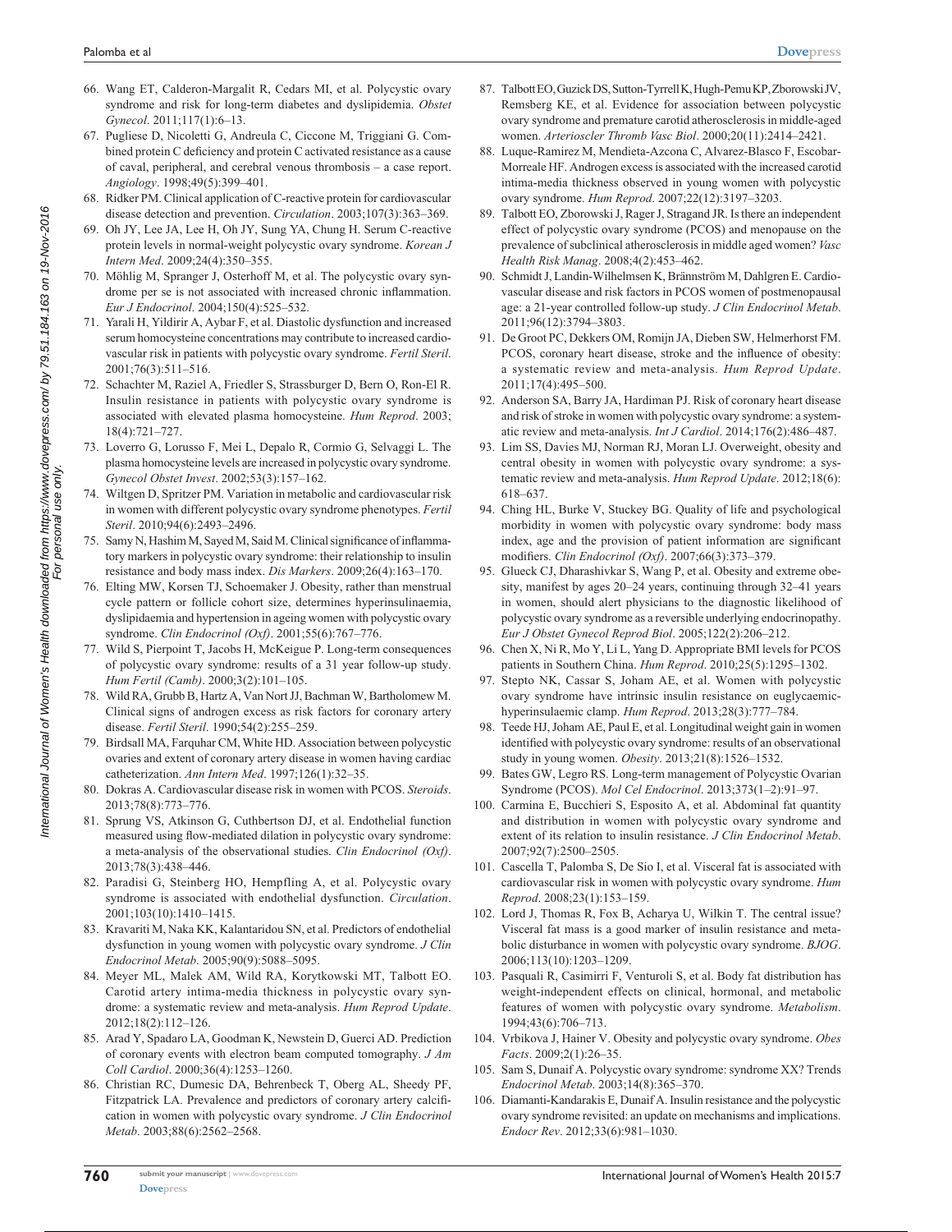66. Wang ET, Calderon-Margalit R, Cedars MI, et al. Polycystic ovary syndrome and risk for long-term diabetes and dyslipidemia. *Obstet Gynecol*. 2011;117(1):6–13.
67. Pugliese D, Nicoletti G, Andreula C, Ciccone M, Triggiani G. Combined protein C deficiency and protein C activated resistance as a cause of caval, peripheral, and cerebral venous thrombosis – a case report. *Angiology*. 1998;49(5):399–401.
68. Ridker PM. Clinical application of C-reactive protein for cardiovascular disease detection and prevention. *Circulation*. 2003;107(3):363–369.
69. Oh JY, Lee JA, Lee H, Oh JY, Sung YA, Chung H. Serum C-reactive protein levels in normal-weight polycystic ovary syndrome. *Korean J Intern Med*. 2009;24(4):350–355.
70. Möhlig M, Spranger J, Osterhoff M, et al. The polycystic ovary syndrome per se is not associated with increased chronic inflammation. *Eur J Endocrinol*. 2004;150(4):525–532.
71. Yarali H, Yildirir A, Aybar F, et al. Diastolic dysfunction and increased serum homocysteine concentrations may contribute to increased cardiovascular risk in patients with polycystic ovary syndrome. *Fertil Steril*. 2001;76(3):511–516.
72. Schachter M, Raziel A, Friedler S, Strassburger D, Bern O, Ron-El R. Insulin resistance in patients with polycystic ovary syndrome is associated with elevated plasma homocysteine. *Hum Reprod*. 2003; 18(4):721–727.
73. Loverro G, Lorusso F, Mei L, Depalo R, Cormio G, Selvaggi L. The plasma homocysteine levels are increased in polycystic ovary syndrome. *Gynecol Obstet Invest*. 2002;53(3):157–162.
74. Wiltgen D, Spritzer PM. Variation in metabolic and cardiovascular risk in women with different polycystic ovary syndrome phenotypes. *Fertil Steril*. 2010;94(6):2493–2496.
75. Samy N, Hashim M, Sayed M, Said M. Clinical significance of inflammatory markers in polycystic ovary syndrome: their relationship to insulin resistance and body mass index. *Dis Markers*. 2009;26(4):163–170.
76. Elting MW, Korsen TJ, Schoemaker J. Obesity, rather than menstrual cycle pattern or follicle cohort size, determines hyperinsulinaemia, dyslipidaemia and hypertension in ageing women with polycystic ovary syndrome. *Clin Endocrinol (Oxf)*. 2001;55(6):767–776.
77. Wild S, Pierpoint T, Jacobs H, McKeigue P. Long-term consequences of polycystic ovary syndrome: results of a 31 year follow-up study. *Hum Fertil (Camb)*. 2000;3(2):101–105.
78. Wild RA, Grubb B, Hartz A, Van Nort JJ, Bachman W, Bartholomew M. Clinical signs of androgen excess as risk factors for coronary artery disease. *Fertil Steril*. 1990;54(2):255–259.
79. Birdsall MA, Farquhar CM, White HD. Association between polycystic ovaries and extent of coronary artery disease in women having cardiac catheterization. *Ann Intern Med*. 1997;126(1):32–35.
80. Dokras A. Cardiovascular disease risk in women with PCOS. *Steroids*. 2013;78(8):773–776.
81. Sprung VS, Atkinson G, Cuthbertson DJ, et al. Endothelial function measured using flow-mediated dilation in polycystic ovary syndrome: a meta-analysis of the observational studies. *Clin Endocrinol (Oxf)*. 2013;78(3):438–446.
82. Paradisi G, Steinberg HO, Hempfling A, et al. Polycystic ovary syndrome is associated with endothelial dysfunction. *Circulation*. 2001;103(10):1410–1415.
83. Kravariti M, Naka KK, Kalantaridou SN, et al. Predictors of endothelial dysfunction in young women with polycystic ovary syndrome. *J Clin Endocrinol Metab*. 2005;90(9):5088–5095.
84. Meyer ML, Malek AM, Wild RA, Korytkowski MT, Talbott EO. Carotid artery intima-media thickness in polycystic ovary syndrome: a systematic review and meta-analysis. *Hum Reprod Update*. 2012;18(2):112–126.
85. Arad Y, Spadaro LA, Goodman K, Newstein D, Guerci AD. Prediction of coronary events with electron beam computed tomography. *J Am Coll Cardiol*. 2000;36(4):1253–1260.
86. Christian RC, Dumesic DA, Behrenbeck T, Oberg AL, Sheedy PF, Fitzpatrick LA. Prevalence and predictors of coronary artery calcification in women with polycystic ovary syndrome. *J Clin Endocrinol Metab*. 2003;88(6):2562–2568.
87. Talbott EO, Guzick DS, Sutton-Tyrrell K, Hugh-Pemu KP, Zborowski JV, Remsberg KE, et al. Evidence for association between polycystic ovary syndrome and premature carotid atherosclerosis in middle-aged women. *Arterioscler Thromb Vasc Biol*. 2000;20(11):2414–2421.
88. Luque-Ramirez M, Mendieta-Azcona C, Alvarez-Blasco F, Escobar-Morreale HF. Androgen excess is associated with the increased carotid intima-media thickness observed in young women with polycystic ovary syndrome. *Hum Reprod*. 2007;22(12):3197–3203.
89. Talbott EO, Zborowski J, Rager J, Stragand JR. Is there an independent effect of polycystic ovary syndrome (PCOS) and menopause on the prevalence of subclinical atherosclerosis in middle aged women? *Vasc Health Risk Manag*. 2008;4(2):453–462.
90. Schmidt J, Landin-Wilhelmsen K, Brännström M, Dahlgren E. Cardiovascular disease and risk factors in PCOS women of postmenopausal age: a 21-year controlled follow-up study. *J Clin Endocrinol Metab*. 2011;96(12):3794–3803.
91. De Groot PC, Dekkers OM, Romijn JA, Dieben SW, Helmerhorst FM. PCOS, coronary heart disease, stroke and the influence of obesity: a systematic review and meta-analysis. *Hum Reprod Update*. 2011;17(4):495–500.
92. Anderson SA, Barry JA, Hardiman PJ. Risk of coronary heart disease and risk of stroke in women with polycystic ovary syndrome: a systematic review and meta-analysis. *Int J Cardiol*. 2014;176(2):486–487.
93. Lim SS, Davies MJ, Norman RJ, Moran LJ. Overweight, obesity and central obesity in women with polycystic ovary syndrome: a systematic review and meta-analysis. *Hum Reprod Update*. 2012;18(6): 618–637.
94. Ching HL, Burke V, Stuckey BG. Quality of life and psychological morbidity in women with polycystic ovary syndrome: body mass index, age and the provision of patient information are significant modifiers. *Clin Endocrinol (Oxf)*. 2007;66(3):373–379.
95. Glueck CJ, Dharashivkar S, Wang P, et al. Obesity and extreme obesity, manifest by ages 20–24 years, continuing through 32–41 years in women, should alert physicians to the diagnostic likelihood of polycystic ovary syndrome as a reversible underlying endocrinopathy. *Eur J Obstet Gynecol Reprod Biol*. 2005;122(2):206–212.
96. Chen X, Ni R, Mo Y, Li L, Yang D. Appropriate BMI levels for PCOS patients in Southern China. *Hum Reprod*. 2010;25(5):1295–1302.
97. Stepto NK, Cassar S, Joham AE, et al. Women with polycystic ovary syndrome have intrinsic insulin resistance on euglycaemic-hyperinsulaemic clamp. *Hum Reprod*. 2013;28(3):777–784.
98. Teede HJ, Joham AE, Paul E, et al. Longitudinal weight gain in women identified with polycystic ovary syndrome: results of an observational study in young women. *Obesity*. 2013;21(8):1526–1532.
99. Bates GW, Legro RS. Long-term management of Polycystic Ovarian Syndrome (PCOS). *Mol Cel Endocrinol*. 2013;373(1–2):91–97.
100. Carmina E, Bucchieri S, Esposito A, et al. Abdominal fat quantity and distribution in women with polycystic ovary syndrome and extent of its relation to insulin resistance. *J Clin Endocrinol Metab*. 2007;92(7):2500–2505.
101. Cascella T, Palomba S, De Sio I, et al. Visceral fat is associated with cardiovascular risk in women with polycystic ovary syndrome. *Hum Reprod*. 2008;23(1):153–159.
102. Lord J, Thomas R, Fox B, Acharya U, Wilkin T. The central issue? Visceral fat mass is a good marker of insulin resistance and metabolic disturbance in women with polycystic ovary syndrome. *BJOG*. 2006;113(10):1203–1209.
103. Pasquali R, Casimirri F, Venturoli S, et al. Body fat distribution has weight-independent effects on clinical, hormonal, and metabolic features of women with polycystic ovary syndrome. *Metabolism*. 1994;43(6):706–713.
104. Vrbikova J, Hainer V. Obesity and polycystic ovary syndrome. *Obes Facts*. 2009;2(1):26–35.
105. Sam S, Dunaif A. Polycystic ovary syndrome: syndrome XX? Trends *Endocrinol Metab*. 2003;14(8):365–370.
106. Diamanti-Kandarakis E, Dunaif A. Insulin resistance and the polycystic ovary syndrome revisited: an update on mechanisms and implications. *Endocr Rev*. 2012;33(6):981–1030.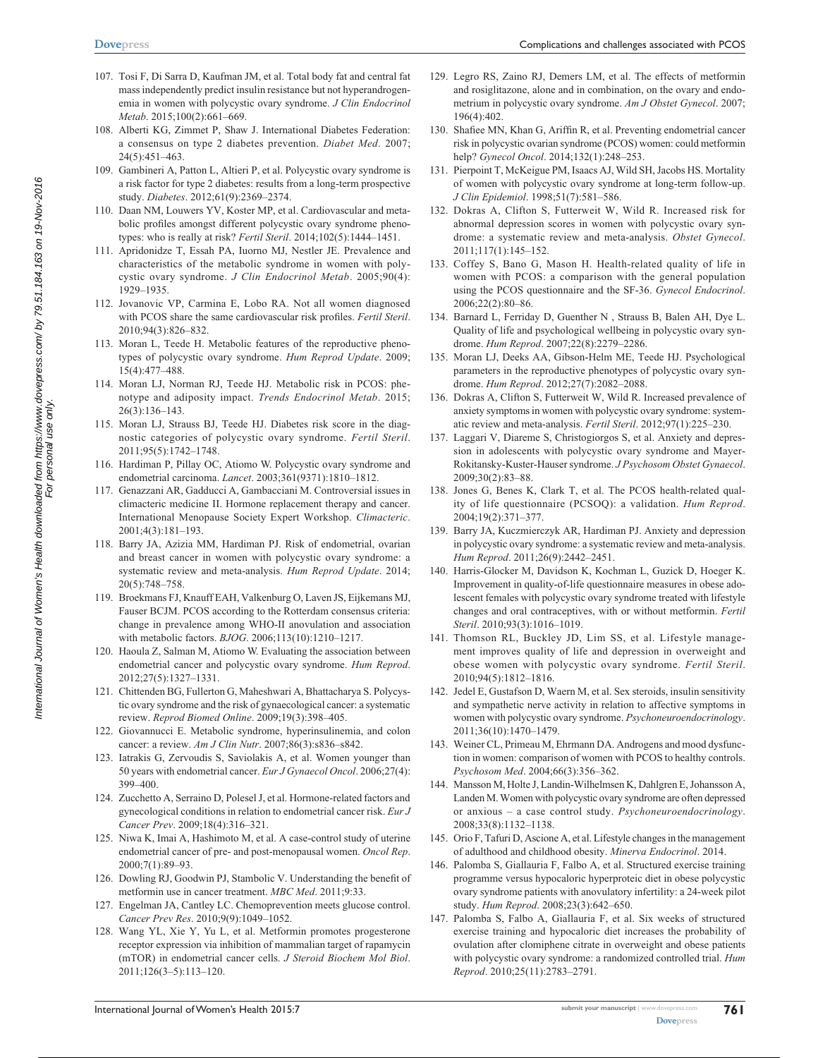107. Tosi F, Di Sarra D, Kaufman JM, et al. Total body fat and central fat mass independently predict insulin resistance but not hyperandrogenemia in women with polycystic ovary syndrome. *J Clin Endocrinol Metab*. 2015;100(2):661–669.
108. Alberti KG, Zimmet P, Shaw J. International Diabetes Federation: a consensus on type 2 diabetes prevention. *Diabet Med*. 2007;24(5):451–463.
109. Gambineri A, Patton L, Altieri P, et al. Polycystic ovary syndrome is a risk factor for type 2 diabetes: results from a long-term prospective study. *Diabetes*. 2012;61(9):2369–2374.
110. Daan NM, Louwers YV, Koster MP, et al. Cardiovascular and metabolic profiles amongst different polycystic ovary syndrome phenotypes: who is really at risk? *Fertil Steril*. 2014;102(5):1444–1451.
111. Apridonidze T, Essah PA, Iuorno MJ, Nestler JE. Prevalence and characteristics of the metabolic syndrome in women with polycystic ovary syndrome. *J Clin Endocrinol Metab*. 2005;90(4):1929–1935.
112. Jovanovic VP, Carmina E, Lobo RA. Not all women diagnosed with PCOS share the same cardiovascular risk profiles. *Fertil Steril*. 2010;94(3):826–832.
113. Moran L, Teede H. Metabolic features of the reproductive phenotypes of polycystic ovary syndrome. *Hum Reprod Update*. 2009;15(4):477–488.
114. Moran LJ, Norman RJ, Teede HJ. Metabolic risk in PCOS: phenotype and adiposity impact. *Trends Endocrinol Metab*. 2015;26(3):136–143.
115. Moran LJ, Strauss BJ, Teede HJ. Diabetes risk score in the diagnostic categories of polycystic ovary syndrome. *Fertil Steril*. 2011;95(5):1742–1748.
116. Hardiman P, Pillay OC, Atiomo W. Polycystic ovary syndrome and endometrial carcinoma. *Lancet*. 2003;361(9371):1810–1812.
117. Genazzani AR, Gadducci A, Gambacciani M. Controversial issues in climacteric medicine II. Hormone replacement therapy and cancer. International Menopause Society Expert Workshop. *Climacteric*. 2001;4(3):181–193.
118. Barry JA, Azizia MM, Hardiman PJ. Risk of endometrial, ovarian and breast cancer in women with polycystic ovary syndrome: a systematic review and meta-analysis. *Hum Reprod Update*. 2014;20(5):748–758.
119. Broekmans FJ, Knauff EAH, Valkenburg O, Laven JS, Eijkemans MJ, Fauser BCJM. PCOS according to the Rotterdam consensus criteria: change in prevalence among WHO-II anovulation and association with metabolic factors. *BJOG*. 2006;113(10):1210–1217.
120. Haoula Z, Salman M, Atiomo W. Evaluating the association between endometrial cancer and polycystic ovary syndrome. *Hum Reprod*. 2012;27(5):1327–1331.
121. Chittenden BG, Fullerton G, Maheshwari A, Bhattacharya S. Polycystic ovary syndrome and the risk of gynaecological cancer: a systematic review. *Reprod Biomed Online*. 2009;19(3):398–405.
122. Giovannucci E. Metabolic syndrome, hyperinsulinemia, and colon cancer: a review. *Am J Clin Nutr*. 2007;86(3):s836–s842.
123. Iatrakis G, Zervoudis S, Saviolakis A, et al. Women younger than 50 years with endometrial cancer. *Eur J Gynaecol Oncol*. 2006;27(4):399–400.
124. Zucchetto A, Serraino D, Polesel J, et al. Hormone-related factors and gynecological conditions in relation to endometrial cancer risk. *Eur J Cancer Prev*. 2009;18(4):316–321.
125. Niwa K, Imai A, Hashimoto M, et al. A case-control study of uterine endometrial cancer of pre- and post-menopausal women. *Oncol Rep*. 2000;7(1):89–93.
126. Dowling RJ, Goodwin PJ, Stambolic V. Understanding the benefit of metformin use in cancer treatment. *MBC Med*. 2011;9:33.
127. Engelman JA, Cantley LC. Chemoprevention meets glucose control. *Cancer Prev Res*. 2010;9(9):1049–1052.
128. Wang YL, Xie Y, Yu L, et al. Metformin promotes progesterone receptor expression via inhibition of mammalian target of rapamycin (mTOR) in endometrial cancer cells. *J Steroid Biochem Mol Biol*. 2011;126(3–5):113–120.
129. Legro RS, Zaino RJ, Demers LM, et al. The effects of metformin and rosiglitazone, alone and in combination, on the ovary and endometrium in polycystic ovary syndrome. *Am J Obstet Gynecol*. 2007;196(4):402.
130. Shafiee MN, Khan G, Ariffin R, et al. Preventing endometrial cancer risk in polycystic ovarian syndrome (PCOS) women: could metformin help? *Gynecol Oncol*. 2014;132(1):248–253.
131. Pierpoint T, McKeigue PM, Isaacs AJ, Wild SH, Jacobs HS. Mortality of women with polycystic ovary syndrome at long-term follow-up. *J Clin Epidemiol*. 1998;51(7):581–586.
132. Dokras A, Clifton S, Futterweit W, Wild R. Increased risk for abnormal depression scores in women with polycystic ovary syndrome: a systematic review and meta-analysis. *Obstet Gynecol*. 2011;117(1):145–152.
133. Coffey S, Bano G, Mason H. Health-related quality of life in women with PCOS: a comparison with the general population using the PCOS questionnaire and the SF-36. *Gynecol Endocrinol*. 2006;22(2):80–86.
134. Barnard L, Ferriday D, Guenther N , Strauss B, Balen AH, Dye L. Quality of life and psychological wellbeing in polycystic ovary syndrome. *Hum Reprod*. 2007;22(8):2279–2286.
135. Moran LJ, Deeks AA, Gibson-Helm ME, Teede HJ. Psychological parameters in the reproductive phenotypes of polycystic ovary syndrome. *Hum Reprod*. 2012;27(7):2082–2088.
136. Dokras A, Clifton S, Futterweit W, Wild R. Increased prevalence of anxiety symptoms in women with polycystic ovary syndrome: systematic review and meta-analysis. *Fertil Steril*. 2012;97(1):225–230.
137. Laggari V, Diareme S, Christogiorgos S, et al. Anxiety and depression in adolescents with polycystic ovary syndrome and Mayer-Rokitansky-Kuster-Hauser syndrome. *J Psychosom Obstet Gynaecol*. 2009;30(2):83–88.
138. Jones G, Benes K, Clark T, et al. The PCOS health-related quality of life questionnaire (PCSOQ): a validation. *Hum Reprod*. 2004;19(2):371–377.
139. Barry JA, Kuczmierczyk AR, Hardiman PJ. Anxiety and depression in polycystic ovary syndrome: a systematic review and meta-analysis. *Hum Reprod*. 2011;26(9):2442–2451.
140. Harris-Glocker M, Davidson K, Kochman L, Guzick D, Hoeger K. Improvement in quality-of-life questionnaire measures in obese adolescent females with polycystic ovary syndrome treated with lifestyle changes and oral contraceptives, with or without metformin. *Fertil Steril*. 2010;93(3):1016–1019.
141. Thomson RL, Buckley JD, Lim SS, et al. Lifestyle management improves quality of life and depression in overweight and obese women with polycystic ovary syndrome. *Fertil Steril*. 2010;94(5):1812–1816.
142. Jedel E, Gustafson D, Waern M, et al. Sex steroids, insulin sensitivity and sympathetic nerve activity in relation to affective symptoms in women with polycystic ovary syndrome. *Psychoneuroendocrinology*. 2011;36(10):1470–1479.
143. Weiner CL, Primeau M, Ehrmann DA. Androgens and mood dysfunction in women: comparison of women with PCOS to healthy controls. *Psychosom Med*. 2004;66(3):356–362.
144. Mansson M, Holte J, Landin-Wilhelmsen K, Dahlgren E, Johansson A, Landen M. Women with polycystic ovary syndrome are often depressed or anxious – a case control study. *Psychoneuroendocrinology*. 2008;33(8):1132–1138.
145. Orio F, Tafuri D, Ascione A, et al. Lifestyle changes in the management of adulthood and childhood obesity. *Minerva Endocrinol*. 2014.
146. Palomba S, Giallauria F, Falbo A, et al. Structured exercise training programme versus hypocaloric hyperproteic diet in obese polycystic ovary syndrome patients with anovulatory infertility: a 24-week pilot study. *Hum Reprod*. 2008;23(3):642–650.
147. Palomba S, Falbo A, Giallauria F, et al. Six weeks of structured exercise training and hypocaloric diet increases the probability of ovulation after clomiphene citrate in overweight and obese patients with polycystic ovary syndrome: a randomized controlled trial. *Hum Reprod*. 2010;25(11):2783–2791.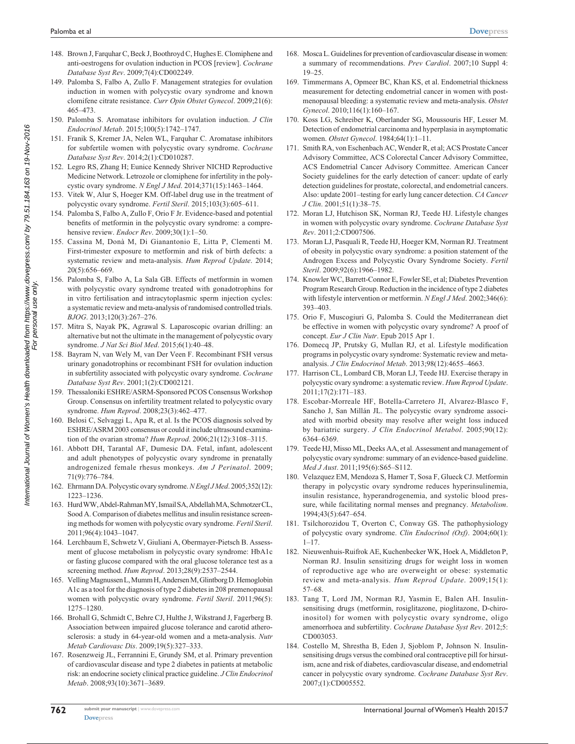148. Brown J, Farquhar C, Beck J, Boothroyd C, Hughes E. Clomiphene and anti-oestrogens for ovulation induction in PCOS [review]. *Cochrane Database Syst Rev*. 2009;7(4):CD002249.
149. Palomba S, Falbo A, Zullo F. Management strategies for ovulation induction in women with polycystic ovary syndrome and known clomifene citrate resistance. *Curr Opin Obstet Gynecol*. 2009;21(6):465–473.
150. Palomba S. Aromatase inhibitors for ovulation induction. *J Clin Endocrinol Metab*. 2015;100(5):1742–1747.
151. Franik S, Kremer JA, Nelen WL, Farquhar C. Aromatase inhibitors for subfertile women with polycystic ovary syndrome. *Cochrane Database Syst Rev*. 2014;2(1):CD010287.
152. Legro RS, Zhang H; Eunice Kennedy Shriver NICHD Reproductive Medicine Network. Letrozole or clomiphene for infertility in the polycystic ovary syndrome. *N Engl J Med*. 2014;371(15):1463–1464.
153. Vitek W, Alur S, Hoeger KM. Off-label drug use in the treatment of polycystic ovary syndrome. *Fertil Steril*. 2015;103(3):605–611.
154. Palomba S, Falbo A, Zullo F, Orio F Jr. Evidence-based and potential benefits of metformin in the polycystic ovary syndrome: a comprehensive review. *Endocr Rev*. 2009;30(1):1–50.
155. Cassina M, Donà M, Di Gianantonio E, Litta P, Clementi M. First-trimester exposure to metformin and risk of birth defects: a systematic review and meta-analysis. *Hum Reprod Update*. 2014;20(5):656–669.
156. Palomba S, Falbo A, La Sala GB. Effects of metformin in women with polycystic ovary syndrome treated with gonadotrophins for in vitro fertilisation and intracytoplasmic sperm injection cycles: a systematic review and meta-analysis of randomised controlled trials. *BJOG*. 2013;120(3):267–276.
157. Mitra S, Nayak PK, Agrawal S. Laparoscopic ovarian drilling: an alternative but not the ultimate in the management of polycystic ovary syndrome. *J Nat Sci Biol Med*. 2015;6(1):40–48.
158. Bayram N, van Wely M, van Der Veen F. Recombinant FSH versus urinary gonadotrophins or recombinant FSH for ovulation induction in subfertility associated with polycystic ovary syndrome. *Cochrane Database Syst Rev*. 2001;1(2):CD002121.
159. Thessaloniki ESHRE/ASRM-Sponsored PCOS Consensus Workshop Group. Consensus on infertility treatment related to polycystic ovary syndrome. *Hum Reprod*. 2008;23(3):462–477.
160. Belosi C, Selvaggi L, Apa R, et al. Is the PCOS diagnosis solved by ESHRE/ASRM 2003 consensus or could it include ultrasound examination of the ovarian stroma? *Hum Reprod*. 2006;21(12):3108–3115.
161. Abbott DH, Tarantal AF, Dumesic DA. Fetal, infant, adolescent and adult phenotypes of polycystic ovary syndrome in prenatally androgenized female rhesus monkeys. *Am J Perinatol*. 2009;71(9):776–784.
162. Ehrmann DA. Polycystic ovary syndrome. *N Engl J Med*. 2005;352(12):1223–1236.
163. Hurd WW, Abdel-Rahman MY, Ismail SA, Abdellah MA, Schmotzer CL, Sood A. Comparison of diabetes mellitus and insulin resistance screening methods for women with polycystic ovary syndrome. *Fertil Steril*. 2011;96(4):1043–1047.
164. Lerchbaum E, Schwetz V, Giuliani A, Obermayer-Pietsch B. Assessment of glucose metabolism in polycystic ovary syndrome: HbA1c or fasting glucose compared with the oral glucose tolerance test as a screening method. *Hum Reprod*. 2013;28(9):2537–2544.
165. Velling Magnussen L, Mumm H, Andersen M, Glintborg D. Hemoglobin A1c as a tool for the diagnosis of type 2 diabetes in 208 premenopausal women with polycystic ovary syndrome. *Fertil Steril*. 2011;96(5):1275–1280.
166. Brohall G, Schmidt C, Behre CJ, Hulthe J, Wikstrand J, Fagerberg B. Association between impaired glucose tolerance and carotid atherosclerosis: a study in 64-year-old women and a meta-analysis. *Nutr Metab Cardiovasc Dis*. 2009;19(5):327–333.
167. Rosenzweig JL, Ferrannini E, Grundy SM, et al. Primary prevention of cardiovascular disease and type 2 diabetes in patients at metabolic risk: an endocrine society clinical practice guideline. *J Clin Endocrinol Metab*. 2008;93(10):3671–3689.
168. Mosca L. Guidelines for prevention of cardiovascular disease in women: a summary of recommendations. *Prev Cardiol*. 2007;10 Suppl 4:19–25.
169. Timmermans A, Opmeer BC, Khan KS, et al. Endometrial thickness measurement for detecting endometrial cancer in women with postmenopausal bleeding: a systematic review and meta-analysis. *Obstet Gynecol*. 2010;116(1):160–167.
170. Koss LG, Schreiber K, Oberlander SG, Moussouris HF, Lesser M. Detection of endometrial carcinoma and hyperplasia in asymptomatic women. *Obstet Gynecol*. 1984;64(1):1–11.
171. Smith RA, von Eschenbach AC, Wender R, et al; ACS Prostate Cancer Advisory Committee, ACS Colorectal Cancer Advisory Committee, ACS Endometrial Cancer Advisory Committee. American Cancer Society guidelines for the early detection of cancer: update of early detection guidelines for prostate, colorectal, and endometrial cancers. Also: update 2001–testing for early lung cancer detection. *CA Cancer J Clin*. 2001;51(1):38–75.
172. Moran LJ, Hutchison SK, Norman RJ, Teede HJ. Lifestyle changes in women with polycystic ovary syndrome. *Cochrane Database Syst Rev*. 2011;2:CD007506.
173. Moran LJ, Pasquali R, Teede HJ, Hoeger KM, Norman RJ. Treatment of obesity in polycystic ovary syndrome: a position statement of the Androgen Excess and Polycystic Ovary Syndrome Society. *Fertil Steril*. 2009;92(6):1966–1982.
174. Knowler WC, Barrett-Connor E, Fowler SE, et al; Diabetes Prevention Program Research Group. Reduction in the incidence of type 2 diabetes with lifestyle intervention or metformin. *N Engl J Med*. 2002;346(6):393–403.
175. Orio F, Muscogiuri G, Palomba S. Could the Mediterranean diet be effective in women with polycystic ovary syndrome? A proof of concept. *Eur J Clin Nutr*. Epub 2015 Apr 1.
176. Domecq JP, Prutsky G, Mullan RJ, et al. Lifestyle modification programs in polycystic ovary syndrome: Systematic review and meta-analysis. *J Clin Endocrinol Metab*. 2013;98(12):4655–4663.
177. Harrison CL, Lombard CB, Moran LJ, Teede HJ. Exercise therapy in polycystic ovary syndrome: a systematic review. *Hum Reprod Update*. 2011;17(2):171–183.
178. Escobar-Morreale HF, Botella-Carretero JI, Alvarez-Blasco F, Sancho J, San Millán JL. The polycystic ovary syndrome associated with morbid obesity may resolve after weight loss induced by bariatric surgery. *J Clin Endocrinol Metabol*. 2005;90(12):6364–6369.
179. Teede HJ, Misso ML, Deeks AA, et al. Assessment and management of polycystic ovary syndrome: summary of an evidence-based guideline. *Med J Aust*. 2011;195(6):S65–S112.
180. Velazquez EM, Mendoza S, Hamer T, Sosa F, Glueck CJ. Metformin therapy in polycystic ovary syndrome reduces hyperinsulinemia, insulin resistance, hyperandrogenemia, and systolic blood pressure, while facilitating normal menses and pregnancy. *Metabolism*. 1994;43(5):647–654.
181. Tsilchorozidou T, Overton C, Conway GS. The pathophysiology of polycystic ovary syndrome. *Clin Endocrinol (Oxf)*. 2004;60(1):1–17.
182. Nieuwenhuis-Ruifrok AE, Kuchenbecker WK, Hoek A, Middleton P, Norman RJ. Insulin sensitizing drugs for weight loss in women of reproductive age who are overweight or obese: systematic review and meta-analysis. *Hum Reprod Update*. 2009;15(1):57–68.
183. Tang T, Lord JM, Norman RJ, Yasmin E, Balen AH. Insulin-sensitising drugs (metformin, rosiglitazone, pioglitazone, D-chiro-inositol) for women with polycystic ovary syndrome, oligo amenorrhoea and subfertility. *Cochrane Database Syst Rev*. 2012;5:CD003053.
184. Costello M, Shrestha B, Eden J, Sjoblom P, Johnson N. Insulin-sensitising drugs versus the combined oral contraceptive pill for hirsutism, acne and risk of diabetes, cardiovascular disease, and endometrial cancer in polycystic ovary syndrome. *Cochrane Database Syst Rev*. 2007;(1):CD005552.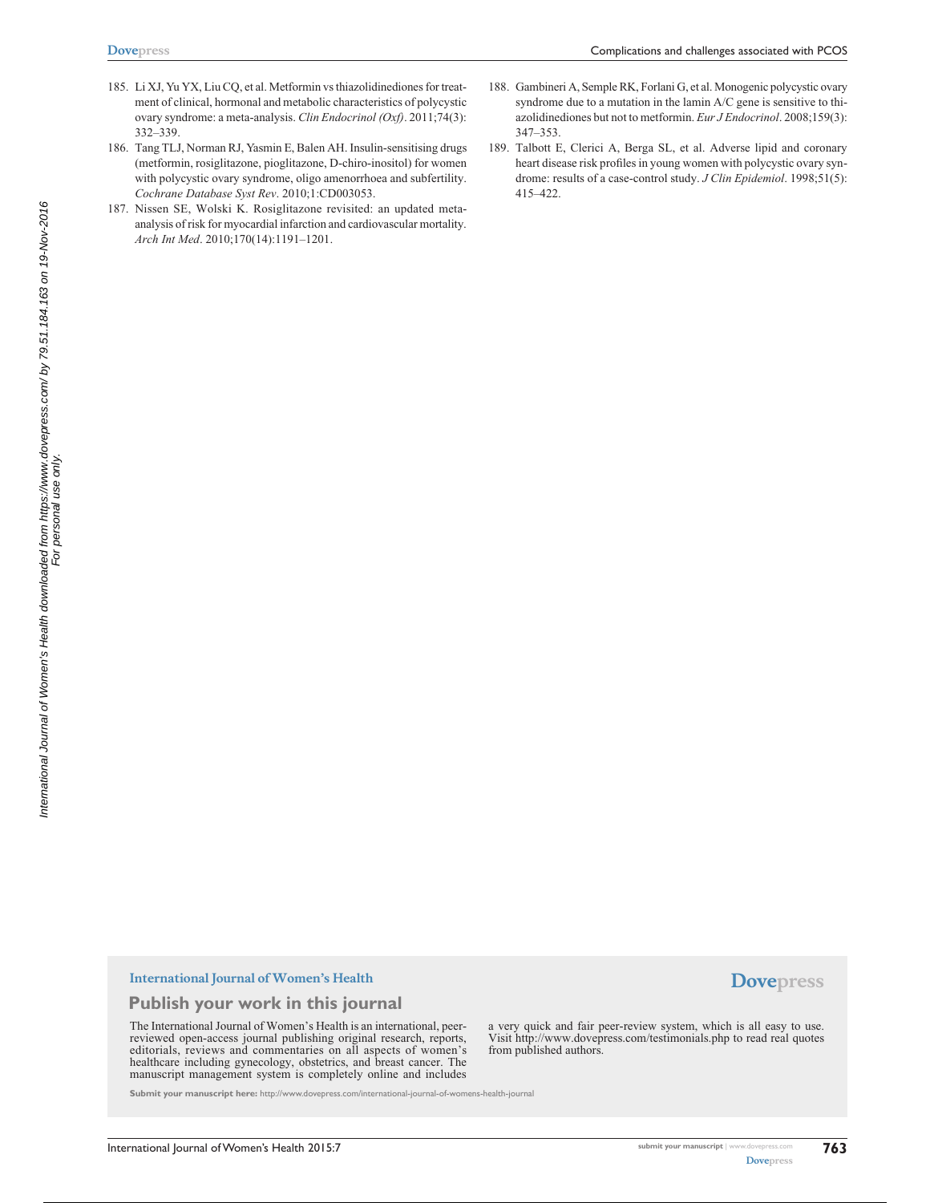185. Li XJ, Yu YX, Liu CQ, et al. Metformin vs thiazolidinediones for treatment of clinical, hormonal and metabolic characteristics of polycystic ovary syndrome: a meta-analysis. *Clin Endocrinol (Oxf)*. 2011;74(3): 332–339.

186. Tang TLJ, Norman RJ, Yasmin E, Balen AH. Insulin-sensitising drugs (metformin, rosiglitazone, pioglitazone, D-chiro-inositol) for women with polycystic ovary syndrome, oligo amenorrhoea and subfertility. *Cochrane Database Syst Rev*. 2010;1:CD003053.

187. Nissen SE, Wolski K. Rosiglitazone revisited: an updated meta-analysis of risk for myocardial infarction and cardiovascular mortality. *Arch Int Med*. 2010;170(14):1191–1201.

188. Gambineri A, Semple RK, Forlani G, et al. Monogenic polycystic ovary syndrome due to a mutation in the lamin A/C gene is sensitive to thiazolidinediones but not to metformin. *Eur J Endocrinol*. 2008;159(3): 347–353.

189. Talbott E, Clerici A, Berga SL, et al. Adverse lipid and coronary heart disease risk profiles in young women with polycystic ovary syndrome: results of a case-control study. *J Clin Epidemiol*. 1998;51(5): 415–422.

**International Journal of Women's Health**

## Publish your work in this journal

The International Journal of Women's Health is an international, peer-reviewed open-access journal publishing original research, reports, editorials, reviews and commentaries on all aspects of women's healthcare including gynecology, obstetrics, and breast cancer. The manuscript management system is completely online and includes a very quick and fair peer-review system, which is all easy to use. Visit http://www.dovepress.com/testimonials.php to read real quotes from published authors.

**Submit your manuscript here:** http://www.dovepress.com/international-journal-of-womens-health-journal